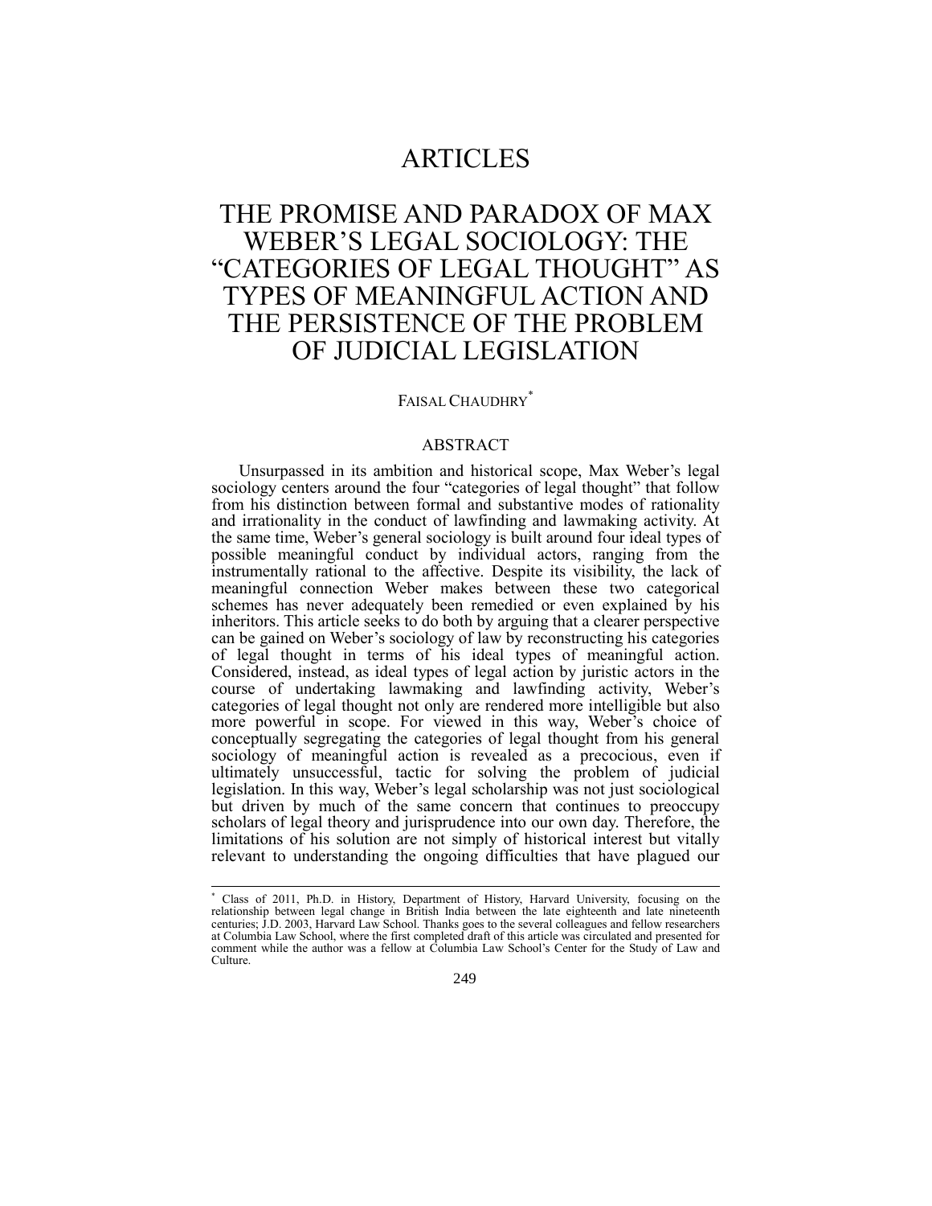# ARTICLES

# THE PROMISE AND PARADOX OF MAX WEBER'S LEGAL SOCIOLOGY: THE "CATEGORIES OF LEGAL THOUGHT" AS TYPES OF MEANINGFUL ACTION AND THE PERSISTENCE OF THE PROBLEM OF JUDICIAL LEGISLATION

FAISAL CHAUDHRY[*]

## ABSTRACT

Unsurpassed in its ambition and historical scope, Max Weber's legal sociology centers around the four "categories of legal thought" that follow from his distinction between formal and substantive modes of rationality and irrationality in the conduct of lawfinding and lawmaking activity. At the same time, Weber's general sociology is built around four ideal types of possible meaningful conduct by individual actors, ranging from the instrumentally rational to the affective. Despite its visibility, the lack of meaningful connection Weber makes between these two categorical schemes has never adequately been remedied or even explained by his inheritors. This article seeks to do both by arguing that a clearer perspective can be gained on Weber's sociology of law by reconstructing his categories of legal thought in terms of his ideal types of meaningful action. Considered, instead, as ideal types of legal action by juristic actors in the course of undertaking lawmaking and lawfinding activity, Weber's categories of legal thought not only are rendered more intelligible but also more powerful in scope. For viewed in this way, Weber's choice of conceptually segregating the categories of legal thought from his general sociology of meaningful action is revealed as a precocious, even if ultimately unsuccessful, tactic for solving the problem of judicial legislation. In this way, Weber's legal scholarship was not just sociological but driven by much of the same concern that continues to preoccupy scholars of legal theory and jurisprudence into our own day. Therefore, the limitations of his solution are not simply of historical interest but vitally relevant to understanding the ongoing difficulties that have plagued our

---

[*] Class of 2011, Ph.D. in History, Department of History, Harvard University, focusing on the relationship between legal change in British India between the late eighteenth and late nineteenth centuries; J.D. 2003, Harvard Law School. Thanks goes to the several colleagues and fellow researchers at Columbia Law School, where the first completed draft of this article was circulated and presented for comment while the author was a fellow at Columbia Law School's Center for the Study of Law and Culture.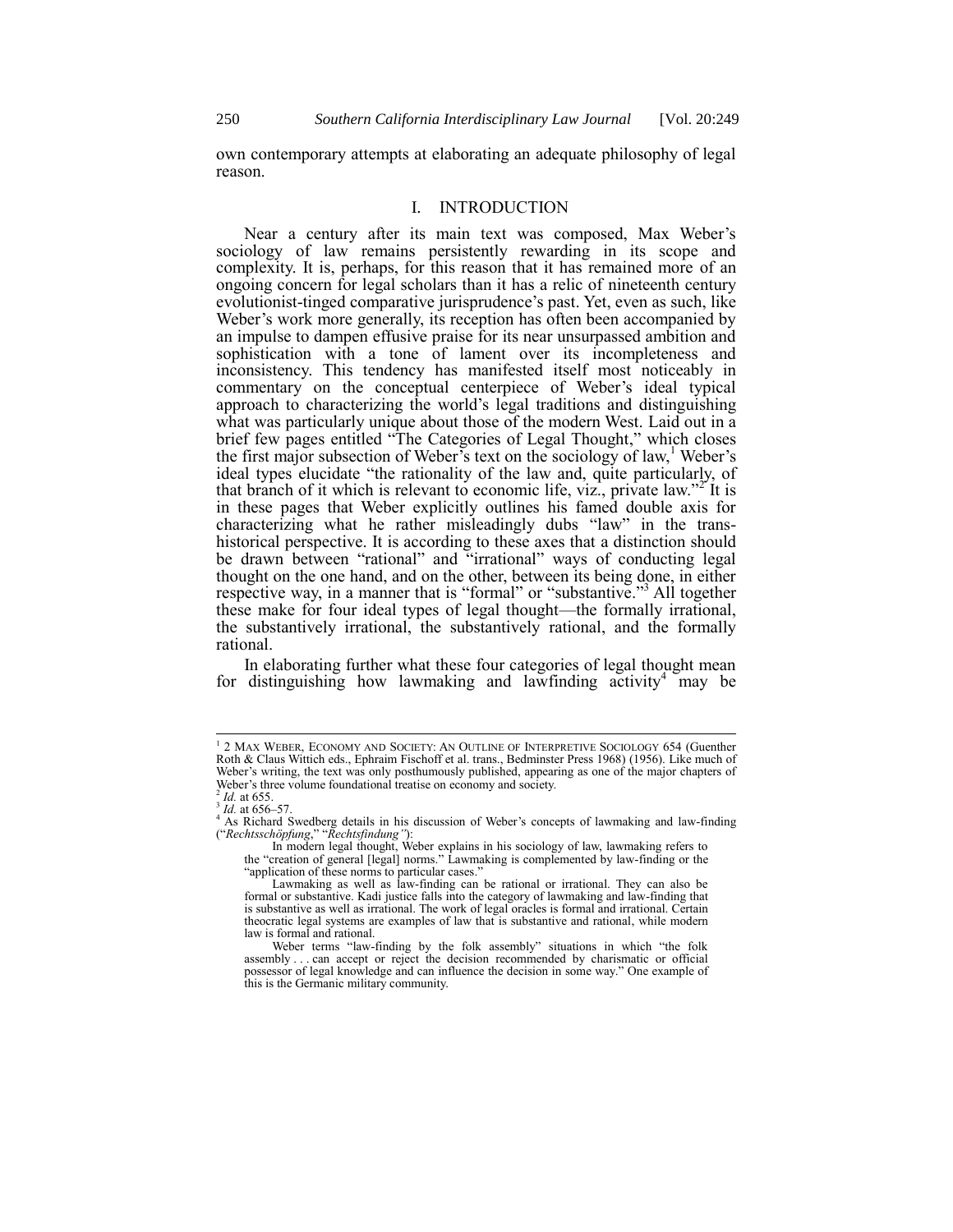own contemporary attempts at elaborating an adequate philosophy of legal reason.

## I. INTRODUCTION

Near a century after its main text was composed, Max Weber's sociology of law remains persistently rewarding in its scope and complexity. It is, perhaps, for this reason that it has remained more of an ongoing concern for legal scholars than it has a relic of nineteenth century evolutionist-tinged comparative jurisprudence's past. Yet, even as such, like Weber's work more generally, its reception has often been accompanied by an impulse to dampen effusive praise for its near unsurpassed ambition and sophistication with a tone of lament over its incompleteness and inconsistency. This tendency has manifested itself most noticeably in commentary on the conceptual centerpiece of Weber's ideal typical approach to characterizing the world's legal traditions and distinguishing what was particularly unique about those of the modern West. Laid out in a brief few pages entitled "The Categories of Legal Thought," which closes the first major subsection of Weber's text on the sociology of law,[1] Weber's ideal types elucidate "the rationality of the law and, quite particularly, of that branch of it which is relevant to economic life, viz., private law."[2] It is in these pages that Weber explicitly outlines his famed double axis for characterizing what he rather misleadingly dubs "law" in the trans-historical perspective. It is according to these axes that a distinction should be drawn between "rational" and "irrational" ways of conducting legal thought on the one hand, and on the other, between its being done, in either respective way, in a manner that is "formal" or "substantive."[3] All together these make for four ideal types of legal thought—the formally irrational, the substantively irrational, the substantively rational, and the formally rational.

In elaborating further what these four categories of legal thought mean for distinguishing how lawmaking and lawfinding activity[4] may be

---

[1] 2 MAX WEBER, ECONOMY AND SOCIETY: AN OUTLINE OF INTERPRETIVE SOCIOLOGY 654 (Guenther Roth & Claus Wittich eds., Ephraim Fischoff et al. trans., Bedminster Press 1968) (1956). Like much of Weber's writing, the text was only posthumously published, appearing as one of the major chapters of Weber's three volume foundational treatise on economy and society.

[2] *Id.* at 655.

[3] *Id.* at 656–57.

[4] As Richard Swedberg details in his discussion of Weber's concepts of lawmaking and law-finding ("*Rechtsschöpfung*," "*Rechtsfindung"*):

> In modern legal thought, Weber explains in his sociology of law, lawmaking refers to the "creation of general [legal] norms." Lawmaking is complemented by law-finding or the "application of these norms to particular cases."
>
> Lawmaking as well as law-finding can be rational or irrational. They can also be formal or substantive. Kadi justice falls into the category of lawmaking and law-finding that is substantive as well as irrational. The work of legal oracles is formal and irrational. Certain theocratic legal systems are examples of law that is substantive and rational, while modern law is formal and rational.
>
> Weber terms "law-finding by the folk assembly" situations in which "the folk assembly . . . can accept or reject the decision recommended by charismatic or official possessor of legal knowledge and can influence the decision in some way." One example of this is the Germanic military community.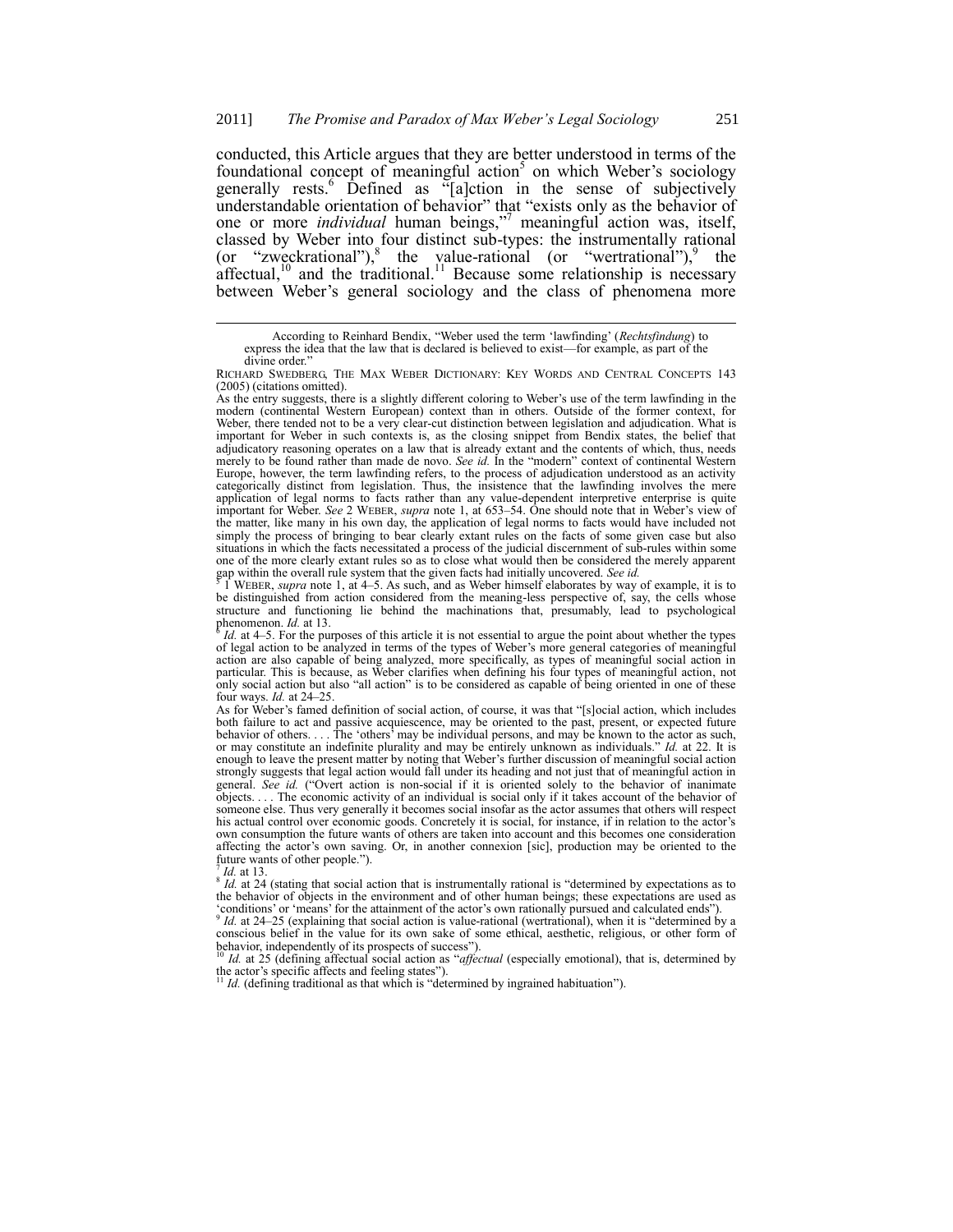conducted, this Article argues that they are better understood in terms of the foundational concept of meaningful action[5] on which Weber's sociology generally rests.[6] Defined as "[a]ction in the sense of subjectively understandable orientation of behavior" that "exists only as the behavior of one or more *individual* human beings,"[7] meaningful action was, itself, classed by Weber into four distinct sub-types: the instrumentally rational (or "zweckrational"),[8] the value-rational (or "wertrational"),[9] the affectual,[10] and the traditional.[11] Because some relationship is necessary between Weber's general sociology and the class of phenomena more

---

According to Reinhard Bendix, "Weber used the term 'lawfinding' (*Rechtsfindung*) to express the idea that the law that is declared is believed to exist—for example, as part of the divine order."

RICHARD SWEDBERG, THE MAX WEBER DICTIONARY: KEY WORDS AND CENTRAL CONCEPTS 143 (2005) (citations omitted).

As the entry suggests, there is a slightly different coloring to Weber's use of the term lawfinding in the modern (continental Western European) context than in others. Outside of the former context, for Weber, there tended not to be a very clear-cut distinction between legislation and adjudication. What is important for Weber in such contexts is, as the closing snippet from Bendix states, the belief that adjudicatory reasoning operates on a law that is already extant and the contents of which, thus, needs merely to be found rather than made de novo. *See id.* In the "modern" context of continental Western Europe, however, the term lawfinding refers, to the process of adjudication understood as an activity categorically distinct from legislation. Thus, the insistence that the lawfinding involves the mere application of legal norms to facts rather than any value-dependent interpretive enterprise is quite important for Weber. *See* 2 WEBER, *supra* note 1, at 653–54. One should note that in Weber's view of the matter, like many in his own day, the application of legal norms to facts would have included not simply the process of bringing to bear clearly extant rules on the facts of some given case but also situations in which the facts necessitated a process of the judicial discernment of sub-rules within some one of the more clearly extant rules so as to close what would then be considered the merely apparent gap within the overall rule system that the given facts had initially uncovered. *See id.*

[5] 1 WEBER, *supra* note 1, at 4–5. As such, and as Weber himself elaborates by way of example, it is to be distinguished from action considered from the meaning-less perspective of, say, the cells whose structure and functioning lie behind the machinations that, presumably, lead to psychological phenomenon. *Id.* at 13.

[6] *Id.* at 4–5. For the purposes of this article it is not essential to argue the point about whether the types of legal action to be analyzed in terms of the types of Weber's more general categories of meaningful action are also capable of being analyzed, more specifically, as types of meaningful social action in particular. This is because, as Weber clarifies when defining his four types of meaningful action, not only social action but also "all action" is to be considered as capable of being oriented in one of these four ways. *Id.* at 24–25.

As for Weber's famed definition of social action, of course, it was that "[s]ocial action, which includes both failure to act and passive acquiescence, may be oriented to the past, present, or expected future behavior of others. . . . The 'others' may be individual persons, and may be known to the actor as such, or may constitute an indefinite plurality and may be entirely unknown as individuals." *Id.* at 22. It is enough to leave the present matter by noting that Weber's further discussion of meaningful social action strongly suggests that legal action would fall under its heading and not just that of meaningful action in general. *See id.* ("Overt action is non-social if it is oriented solely to the behavior of inanimate objects. . . . The economic activity of an individual is social only if it takes account of the behavior of someone else. Thus very generally it becomes social insofar as the actor assumes that others will respect his actual control over economic goods. Concretely it is social, for instance, if in relation to the actor's own consumption the future wants of others are taken into account and this becomes one consideration affecting the actor's own saving. Or, in another connexion [sic], production may be oriented to the future wants of other people.").

[7] *Id.* at 13.

[8] *Id.* at 24 (stating that social action that is instrumentally rational is "determined by expectations as to the behavior of objects in the environment and of other human beings; these expectations are used as 'conditions' or 'means' for the attainment of the actor's own rationally pursued and calculated ends").

[9] *Id.* at 24–25 (explaining that social action is value-rational (wertrational), when it is "determined by a conscious belief in the value for its own sake of some ethical, aesthetic, religious, or other form of behavior, independently of its prospects of success").

[10] *Id.* at 25 (defining affectual social action as "*affectual* (especially emotional), that is, determined by the actor's specific affects and feeling states").

[11] *Id.* (defining traditional as that which is "determined by ingrained habituation").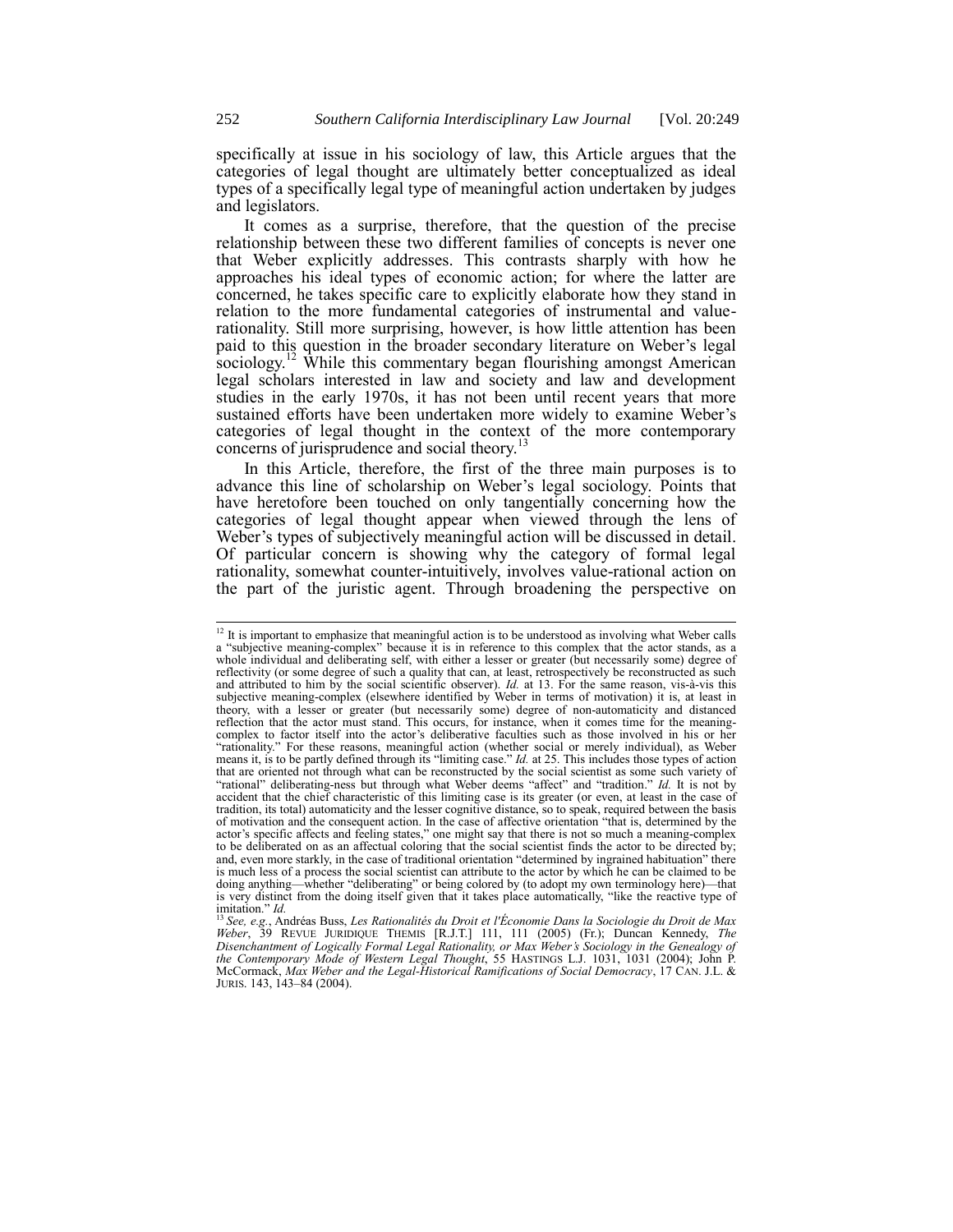specifically at issue in his sociology of law, this Article argues that the categories of legal thought are ultimately better conceptualized as ideal types of a specifically legal type of meaningful action undertaken by judges and legislators.

It comes as a surprise, therefore, that the question of the precise relationship between these two different families of concepts is never one that Weber explicitly addresses. This contrasts sharply with how he approaches his ideal types of economic action; for where the latter are concerned, he takes specific care to explicitly elaborate how they stand in relation to the more fundamental categories of instrumental and value-rationality. Still more surprising, however, is how little attention has been paid to this question in the broader secondary literature on Weber's legal sociology.[12] While this commentary began flourishing amongst American legal scholars interested in law and society and law and development studies in the early 1970s, it has not been until recent years that more sustained efforts have been undertaken more widely to examine Weber's categories of legal thought in the context of the more contemporary concerns of jurisprudence and social theory.[13]

In this Article, therefore, the first of the three main purposes is to advance this line of scholarship on Weber's legal sociology. Points that have heretofore been touched on only tangentially concerning how the categories of legal thought appear when viewed through the lens of Weber's types of subjectively meaningful action will be discussed in detail. Of particular concern is showing why the category of formal legal rationality, somewhat counter-intuitively, involves value-rational action on the part of the juristic agent. Through broadening the perspective on

---

[12] It is important to emphasize that meaningful action is to be understood as involving what Weber calls a "subjective meaning-complex" because it is in reference to this complex that the actor stands, as a whole individual and deliberating self, with either a lesser or greater (but necessarily some) degree of reflectivity (or some degree of such a quality that can, at least, retrospectively be reconstructed as such and attributed to him by the social scientific observer). *Id.* at 13. For the same reason, vis-à-vis this subjective meaning-complex (elsewhere identified by Weber in terms of motivation) it is, at least in theory, with a lesser or greater (but necessarily some) degree of non-automaticity and distanced reflection that the actor must stand. This occurs, for instance, when it comes time for the meaning-complex to factor itself into the actor's deliberative faculties such as those involved in his or her "rationality." For these reasons, meaningful action (whether social or merely individual), as Weber means it, is to be partly defined through its "limiting case." *Id.* at 25. This includes those types of action that are oriented not through what can be reconstructed by the social scientist as some such variety of "rational" deliberating-ness but through what Weber deems "affect" and "tradition." *Id.* It is not by accident that the chief characteristic of this limiting case is its greater (or even, at least in the case of tradition, its total) automaticity and the lesser cognitive distance, so to speak, required between the basis of motivation and the consequent action. In the case of affective orientation "that is, determined by the actor's specific affects and feeling states," one might say that there is not so much a meaning-complex to be deliberated on as an affectual coloring that the social scientist finds the actor to be directed by; and, even more starkly, in the case of traditional orientation "determined by ingrained habituation" there is much less of a process the social scientist can attribute to the actor by which he can be claimed to be doing anything—whether "deliberating" or being colored by (to adopt my own terminology here)—that is very distinct from the doing itself given that it takes place automatically, "like the reactive type of imitation." *Id.*

[13] *See, e.g.*, Andréas Buss, *Les Rationalités du Droit et l'Économie Dans la Sociologie du Droit de Max Weber*, 39 REVUE JURIDIQUE THEMIS [R.J.T.] 111, 111 (2005) (Fr.); Duncan Kennedy, *The Disenchantment of Logically Formal Legal Rationality, or Max Weber's Sociology in the Genealogy of the Contemporary Mode of Western Legal Thought*, 55 HASTINGS L.J. 1031, 1031 (2004); John P. McCormack, *Max Weber and the Legal-Historical Ramifications of Social Democracy*, 17 CAN. J.L. & JURIS. 143, 143–84 (2004).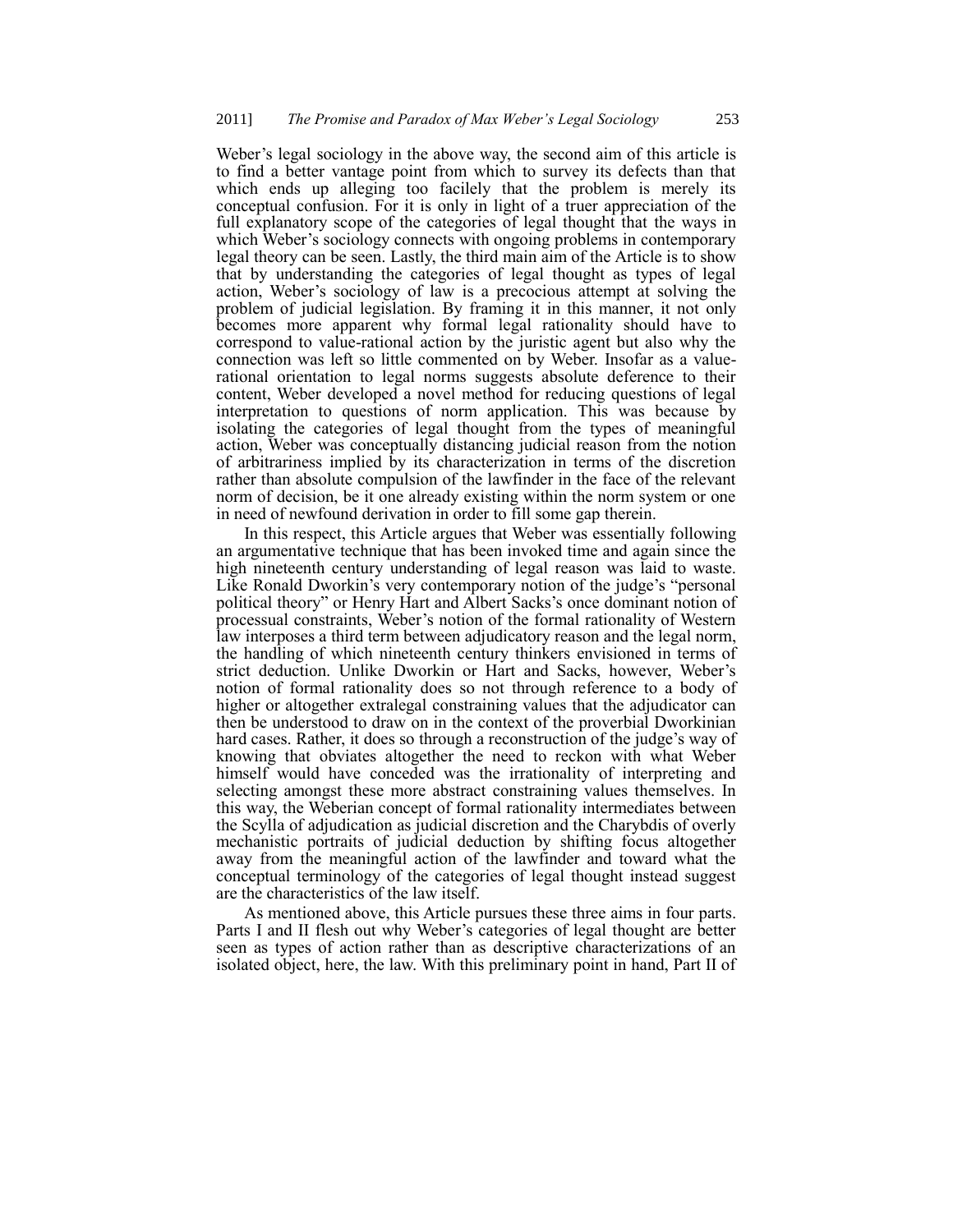Weber's legal sociology in the above way, the second aim of this article is to find a better vantage point from which to survey its defects than that which ends up alleging too facilely that the problem is merely its conceptual confusion. For it is only in light of a truer appreciation of the full explanatory scope of the categories of legal thought that the ways in which Weber's sociology connects with ongoing problems in contemporary legal theory can be seen. Lastly, the third main aim of the Article is to show that by understanding the categories of legal thought as types of legal action, Weber's sociology of law is a precocious attempt at solving the problem of judicial legislation. By framing it in this manner, it not only becomes more apparent why formal legal rationality should have to correspond to value-rational action by the juristic agent but also why the connection was left so little commented on by Weber. Insofar as a value-rational orientation to legal norms suggests absolute deference to their content, Weber developed a novel method for reducing questions of legal interpretation to questions of norm application. This was because by isolating the categories of legal thought from the types of meaningful action, Weber was conceptually distancing judicial reason from the notion of arbitrariness implied by its characterization in terms of the discretion rather than absolute compulsion of the lawfinder in the face of the relevant norm of decision, be it one already existing within the norm system or one in need of newfound derivation in order to fill some gap therein.

In this respect, this Article argues that Weber was essentially following an argumentative technique that has been invoked time and again since the high nineteenth century understanding of legal reason was laid to waste. Like Ronald Dworkin's very contemporary notion of the judge's "personal political theory" or Henry Hart and Albert Sacks's once dominant notion of processual constraints, Weber's notion of the formal rationality of Western law interposes a third term between adjudicatory reason and the legal norm, the handling of which nineteenth century thinkers envisioned in terms of strict deduction. Unlike Dworkin or Hart and Sacks, however, Weber's notion of formal rationality does so not through reference to a body of higher or altogether extralegal constraining values that the adjudicator can then be understood to draw on in the context of the proverbial Dworkinian hard cases. Rather, it does so through a reconstruction of the judge's way of knowing that obviates altogether the need to reckon with what Weber himself would have conceded was the irrationality of interpreting and selecting amongst these more abstract constraining values themselves. In this way, the Weberian concept of formal rationality intermediates between the Scylla of adjudication as judicial discretion and the Charybdis of overly mechanistic portraits of judicial deduction by shifting focus altogether away from the meaningful action of the lawfinder and toward what the conceptual terminology of the categories of legal thought instead suggest are the characteristics of the law itself.

As mentioned above, this Article pursues these three aims in four parts. Parts I and II flesh out why Weber's categories of legal thought are better seen as types of action rather than as descriptive characterizations of an isolated object, here, the law. With this preliminary point in hand, Part II of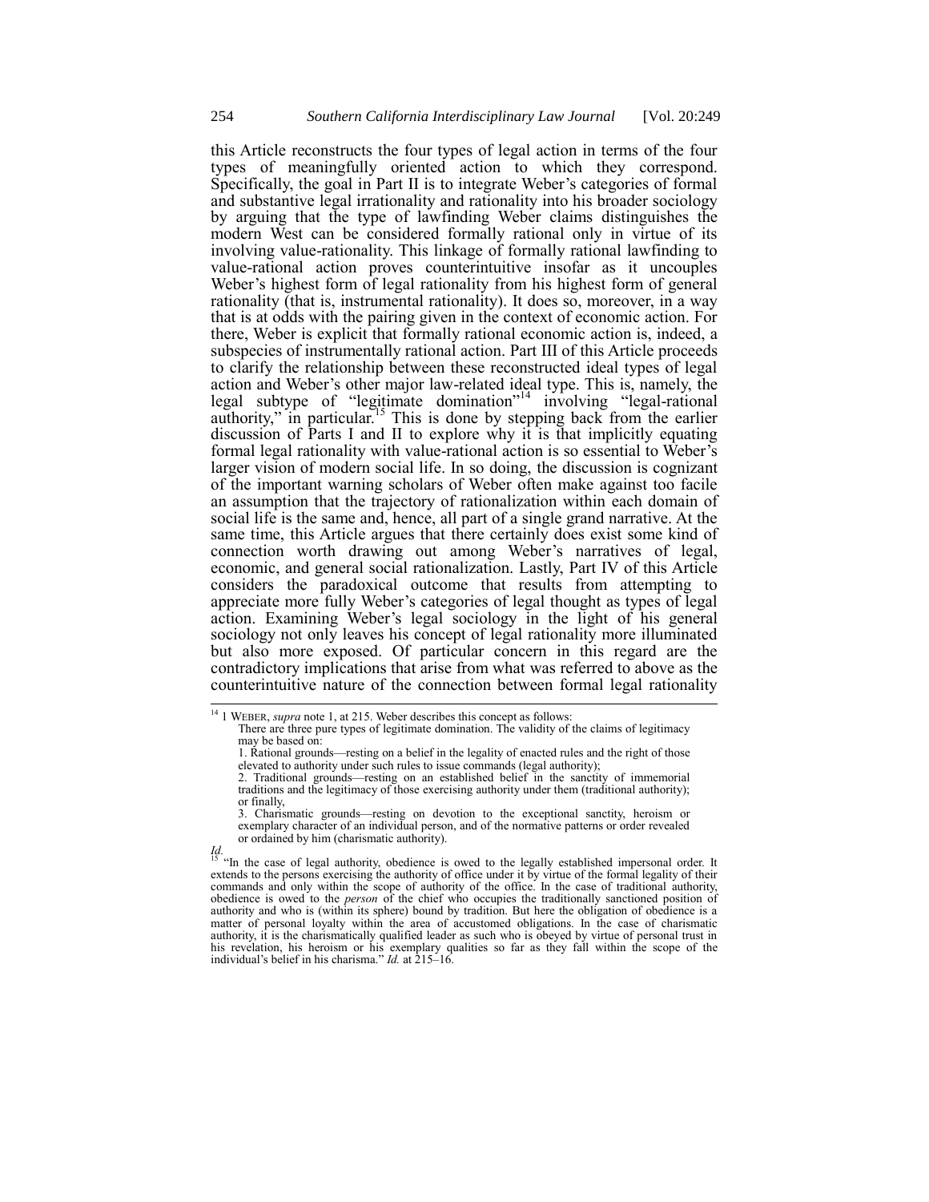this Article reconstructs the four types of legal action in terms of the four types of meaningfully oriented action to which they correspond. Specifically, the goal in Part II is to integrate Weber's categories of formal and substantive legal irrationality and rationality into his broader sociology by arguing that the type of lawfinding Weber claims distinguishes the modern West can be considered formally rational only in virtue of its involving value-rationality. This linkage of formally rational lawfinding to value-rational action proves counterintuitive insofar as it uncouples Weber's highest form of legal rationality from his highest form of general rationality (that is, instrumental rationality). It does so, moreover, in a way that is at odds with the pairing given in the context of economic action. For there, Weber is explicit that formally rational economic action is, indeed, a subspecies of instrumentally rational action. Part III of this Article proceeds to clarify the relationship between these reconstructed ideal types of legal action and Weber's other major law-related ideal type. This is, namely, the legal subtype of "legitimate domination"[14] involving "legal-rational authority," in particular.[15] This is done by stepping back from the earlier discussion of Parts I and II to explore why it is that implicitly equating formal legal rationality with value-rational action is so essential to Weber's larger vision of modern social life. In so doing, the discussion is cognizant of the important warning scholars of Weber often make against too facile an assumption that the trajectory of rationalization within each domain of social life is the same and, hence, all part of a single grand narrative. At the same time, this Article argues that there certainly does exist some kind of connection worth drawing out among Weber's narratives of legal, economic, and general social rationalization. Lastly, Part IV of this Article considers the paradoxical outcome that results from attempting to appreciate more fully Weber's categories of legal thought as types of legal action. Examining Weber's legal sociology in the light of his general sociology not only leaves his concept of legal rationality more illuminated but also more exposed. Of particular concern in this regard are the contradictory implications that arise from what was referred to above as the counterintuitive nature of the connection between formal legal rationality

---

[14] 1 WEBER, *supra* note 1, at 215. Weber describes this concept as follows:

> There are three pure types of legitimate domination. The validity of the claims of legitimacy may be based on:
>
> 1. Rational grounds—resting on a belief in the legality of enacted rules and the right of those elevated to authority under such rules to issue commands (legal authority);
>
> 2. Traditional grounds—resting on an established belief in the sanctity of immemorial traditions and the legitimacy of those exercising authority under them (traditional authority); or finally,
>
> 3. Charismatic grounds—resting on devotion to the exceptional sanctity, heroism or exemplary character of an individual person, and of the normative patterns or order revealed or ordained by him (charismatic authority).

*Id.*

[15] "In the case of legal authority, obedience is owed to the legally established impersonal order. It extends to the persons exercising the authority of office under it by virtue of the formal legality of their commands and only within the scope of authority of the office. In the case of traditional authority, obedience is owed to the *person* of the chief who occupies the traditionally sanctioned position of authority and who is (within its sphere) bound by tradition. But here the obligation of obedience is a matter of personal loyalty within the area of accustomed obligations. In the case of charismatic authority, it is the charismatically qualified leader as such who is obeyed by virtue of personal trust in his revelation, his heroism or his exemplary qualities so far as they fall within the scope of the individual's belief in his charisma." *Id.* at 215–16.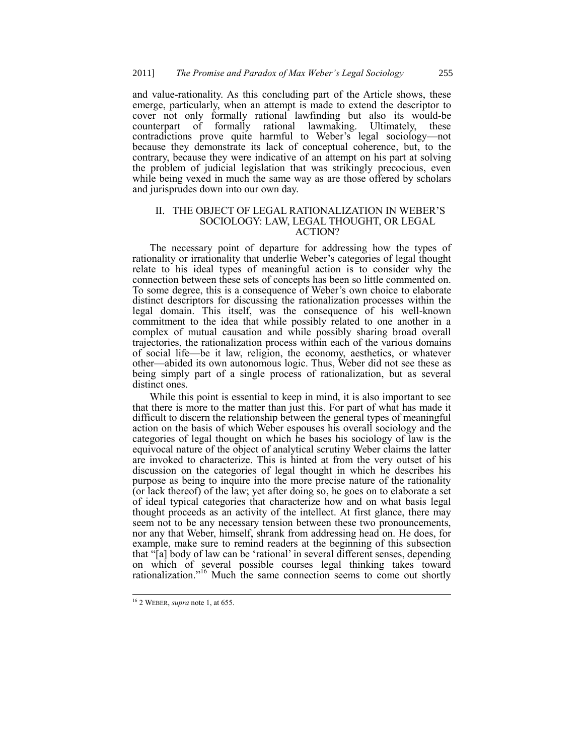and value-rationality. As this concluding part of the Article shows, these emerge, particularly, when an attempt is made to extend the descriptor to cover not only formally rational lawfinding but also its would-be counterpart of formally rational lawmaking. Ultimately, these contradictions prove quite harmful to Weber's legal sociology—not because they demonstrate its lack of conceptual coherence, but, to the contrary, because they were indicative of an attempt on his part at solving the problem of judicial legislation that was strikingly precocious, even while being vexed in much the same way as are those offered by scholars and jurisprudes down into our own day.

## II. THE OBJECT OF LEGAL RATIONALIZATION IN WEBER'S SOCIOLOGY: LAW, LEGAL THOUGHT, OR LEGAL ACTION?

The necessary point of departure for addressing how the types of rationality or irrationality that underlie Weber's categories of legal thought relate to his ideal types of meaningful action is to consider why the connection between these sets of concepts has been so little commented on. To some degree, this is a consequence of Weber's own choice to elaborate distinct descriptors for discussing the rationalization processes within the legal domain. This itself, was the consequence of his well-known commitment to the idea that while possibly related to one another in a complex of mutual causation and while possibly sharing broad overall trajectories, the rationalization process within each of the various domains of social life—be it law, religion, the economy, aesthetics, or whatever other—abided its own autonomous logic. Thus, Weber did not see these as being simply part of a single process of rationalization, but as several distinct ones.

While this point is essential to keep in mind, it is also important to see that there is more to the matter than just this. For part of what has made it difficult to discern the relationship between the general types of meaningful action on the basis of which Weber espouses his overall sociology and the categories of legal thought on which he bases his sociology of law is the equivocal nature of the object of analytical scrutiny Weber claims the latter are invoked to characterize. This is hinted at from the very outset of his discussion on the categories of legal thought in which he describes his purpose as being to inquire into the more precise nature of the rationality (or lack thereof) of the law; yet after doing so, he goes on to elaborate a set of ideal typical categories that characterize how and on what basis legal thought proceeds as an activity of the intellect. At first glance, there may seem not to be any necessary tension between these two pronouncements, nor any that Weber, himself, shrank from addressing head on. He does, for example, make sure to remind readers at the beginning of this subsection that "[a] body of law can be 'rational' in several different senses, depending on which of several possible courses legal thinking takes toward rationalization."[16] Much the same connection seems to come out shortly

---

[16] 2 WEBER, *supra* note 1, at 655.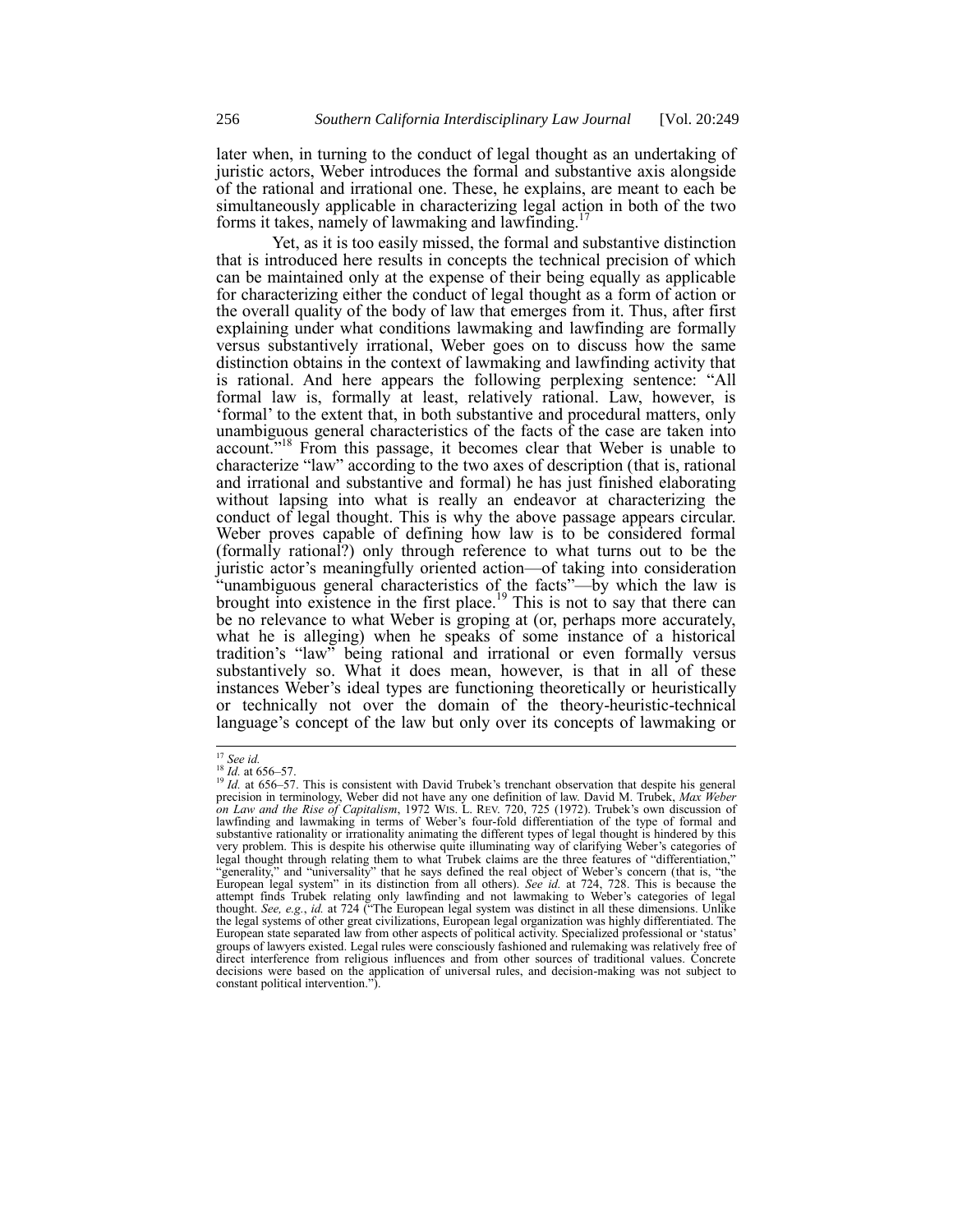later when, in turning to the conduct of legal thought as an undertaking of juristic actors, Weber introduces the formal and substantive axis alongside of the rational and irrational one. These, he explains, are meant to each be simultaneously applicable in characterizing legal action in both of the two forms it takes, namely of lawmaking and lawfinding.[17]

Yet, as it is too easily missed, the formal and substantive distinction that is introduced here results in concepts the technical precision of which can be maintained only at the expense of their being equally as applicable for characterizing either the conduct of legal thought as a form of action or the overall quality of the body of law that emerges from it. Thus, after first explaining under what conditions lawmaking and lawfinding are formally versus substantively irrational, Weber goes on to discuss how the same distinction obtains in the context of lawmaking and lawfinding activity that is rational. And here appears the following perplexing sentence: "All formal law is, formally at least, relatively rational. Law, however, is 'formal' to the extent that, in both substantive and procedural matters, only unambiguous general characteristics of the facts of the case are taken into account."[18] From this passage, it becomes clear that Weber is unable to characterize "law" according to the two axes of description (that is, rational and irrational and substantive and formal) he has just finished elaborating without lapsing into what is really an endeavor at characterizing the conduct of legal thought. This is why the above passage appears circular. Weber proves capable of defining how law is to be considered formal (formally rational?) only through reference to what turns out to be the juristic actor's meaningfully oriented action—of taking into consideration "unambiguous general characteristics of the facts"—by which the law is brought into existence in the first place.[19] This is not to say that there can be no relevance to what Weber is groping at (or, perhaps more accurately, what he is alleging) when he speaks of some instance of a historical tradition's "law" being rational and irrational or even formally versus substantively so. What it does mean, however, is that in all of these instances Weber's ideal types are functioning theoretically or heuristically or technically not over the domain of the theory-heuristic-technical language's concept of the law but only over its concepts of lawmaking or

---

[17] *See id.*

[18] *Id.* at 656–57.

[19] *Id.* at 656–57. This is consistent with David Trubek's trenchant observation that despite his general precision in terminology, Weber did not have any one definition of law. David M. Trubek, *Max Weber on Law and the Rise of Capitalism*, 1972 WIS. L. REV. 720, 725 (1972). Trubek's own discussion of lawfinding and lawmaking in terms of Weber's four-fold differentiation of the type of formal and substantive rationality or irrationality animating the different types of legal thought is hindered by this very problem. This is despite his otherwise quite illuminating way of clarifying Weber's categories of legal thought through relating them to what Trubek claims are the three features of "differentiation," "generality," and "universality" that he says defined the real object of Weber's concern (that is, "the European legal system" in its distinction from all others). *See id.* at 724, 728. This is because the attempt finds Trubek relating only lawfinding and not lawmaking to Weber's categories of legal thought. *See, e.g.*, *id.* at 724 ("The European legal system was distinct in all these dimensions. Unlike the legal systems of other great civilizations, European legal organization was highly differentiated. The European state separated law from other aspects of political activity. Specialized professional or 'status' groups of lawyers existed. Legal rules were consciously fashioned and rulemaking was relatively free of direct interference from religious influences and from other sources of traditional values. Concrete decisions were based on the application of universal rules, and decision-making was not subject to constant political intervention.").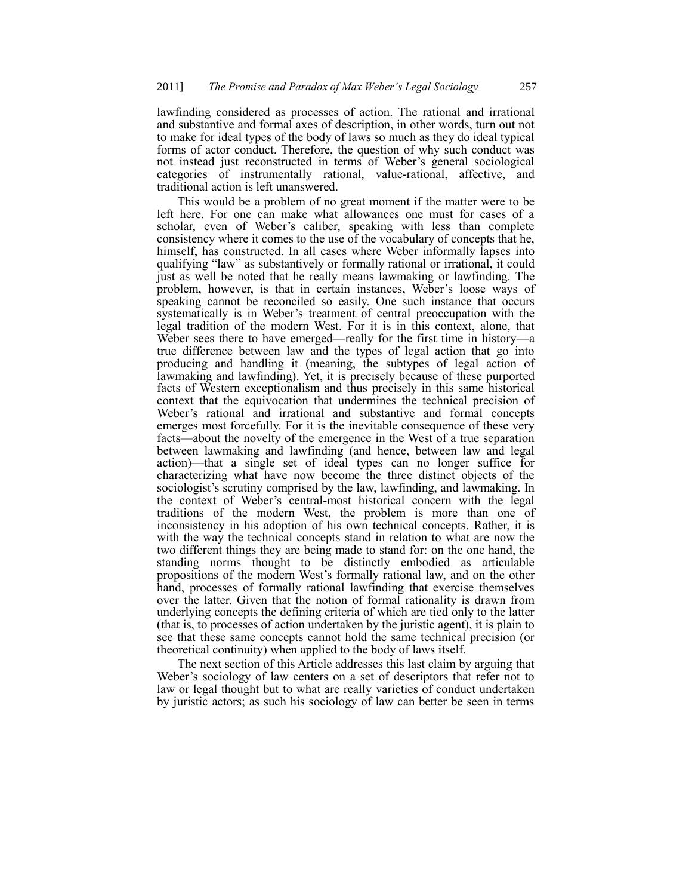lawfinding considered as processes of action. The rational and irrational and substantive and formal axes of description, in other words, turn out not to make for ideal types of the body of laws so much as they do ideal typical forms of actor conduct. Therefore, the question of why such conduct was not instead just reconstructed in terms of Weber's general sociological categories of instrumentally rational, value-rational, affective, and traditional action is left unanswered.

This would be a problem of no great moment if the matter were to be left here. For one can make what allowances one must for cases of a scholar, even of Weber's caliber, speaking with less than complete consistency where it comes to the use of the vocabulary of concepts that he, himself, has constructed. In all cases where Weber informally lapses into qualifying "law" as substantively or formally rational or irrational, it could just as well be noted that he really means lawmaking or lawfinding. The problem, however, is that in certain instances, Weber's loose ways of speaking cannot be reconciled so easily. One such instance that occurs systematically is in Weber's treatment of central preoccupation with the legal tradition of the modern West. For it is in this context, alone, that Weber sees there to have emerged—really for the first time in history—a true difference between law and the types of legal action that go into producing and handling it (meaning, the subtypes of legal action of lawmaking and lawfinding). Yet, it is precisely because of these purported facts of Western exceptionalism and thus precisely in this same historical context that the equivocation that undermines the technical precision of Weber's rational and irrational and substantive and formal concepts emerges most forcefully. For it is the inevitable consequence of these very facts—about the novelty of the emergence in the West of a true separation between lawmaking and lawfinding (and hence, between law and legal action)—that a single set of ideal types can no longer suffice for characterizing what have now become the three distinct objects of the sociologist's scrutiny comprised by the law, lawfinding, and lawmaking. In the context of Weber's central-most historical concern with the legal traditions of the modern West, the problem is more than one of inconsistency in his adoption of his own technical concepts. Rather, it is with the way the technical concepts stand in relation to what are now the two different things they are being made to stand for: on the one hand, the standing norms thought to be distinctly embodied as articulable propositions of the modern West's formally rational law, and on the other hand, processes of formally rational lawfinding that exercise themselves over the latter. Given that the notion of formal rationality is drawn from underlying concepts the defining criteria of which are tied only to the latter (that is, to processes of action undertaken by the juristic agent), it is plain to see that these same concepts cannot hold the same technical precision (or theoretical continuity) when applied to the body of laws itself.

The next section of this Article addresses this last claim by arguing that Weber's sociology of law centers on a set of descriptors that refer not to law or legal thought but to what are really varieties of conduct undertaken by juristic actors; as such his sociology of law can better be seen in terms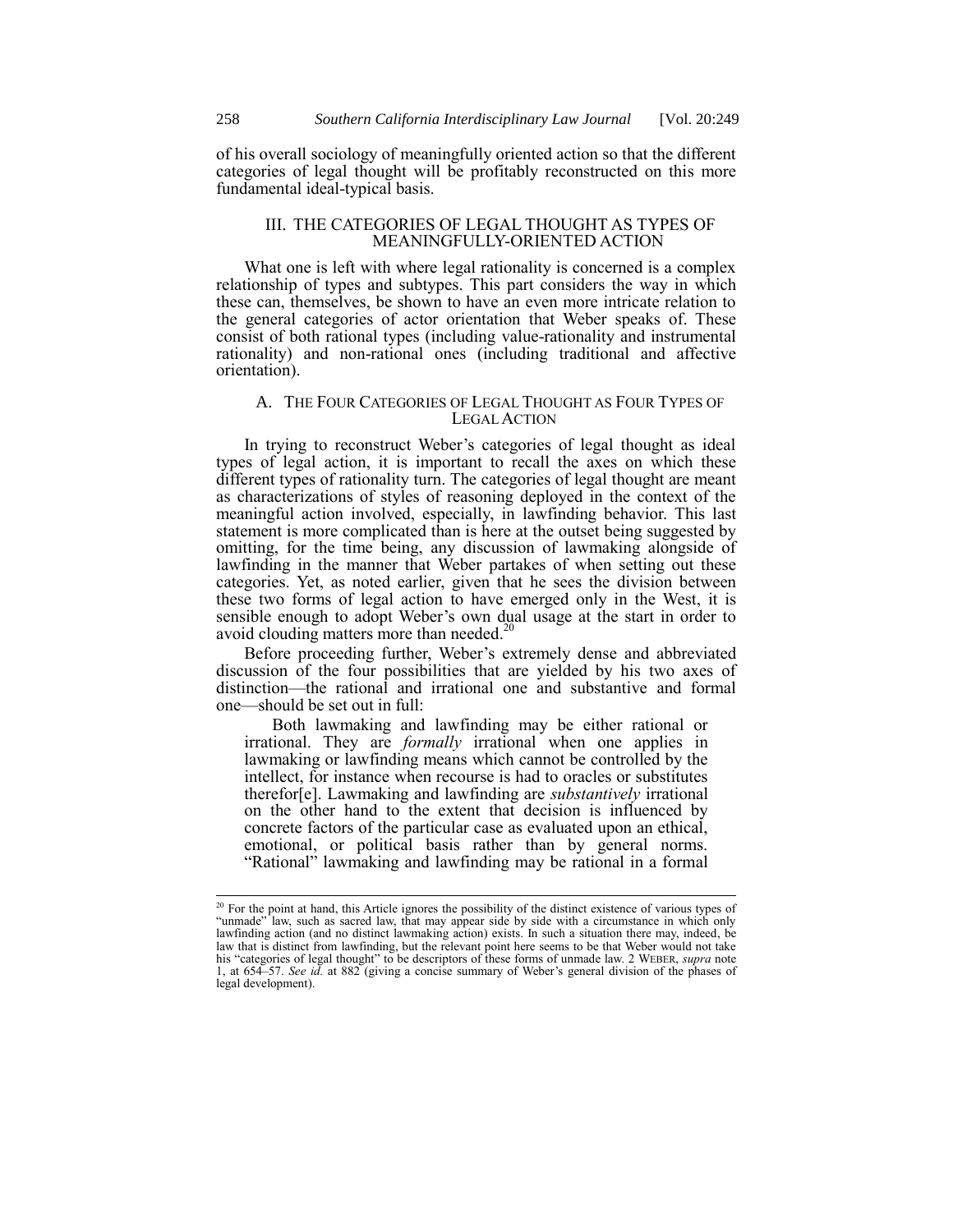of his overall sociology of meaningfully oriented action so that the different categories of legal thought will be profitably reconstructed on this more fundamental ideal-typical basis.

## III. THE CATEGORIES OF LEGAL THOUGHT AS TYPES OF MEANINGFULLY-ORIENTED ACTION

What one is left with where legal rationality is concerned is a complex relationship of types and subtypes. This part considers the way in which these can, themselves, be shown to have an even more intricate relation to the general categories of actor orientation that Weber speaks of. These consist of both rational types (including value-rationality and instrumental rationality) and non-rational ones (including traditional and affective orientation).

### A. THE FOUR CATEGORIES OF LEGAL THOUGHT AS FOUR TYPES OF LEGAL ACTION

In trying to reconstruct Weber's categories of legal thought as ideal types of legal action, it is important to recall the axes on which these different types of rationality turn. The categories of legal thought are meant as characterizations of styles of reasoning deployed in the context of the meaningful action involved, especially, in lawfinding behavior. This last statement is more complicated than is here at the outset being suggested by omitting, for the time being, any discussion of lawmaking alongside of lawfinding in the manner that Weber partakes of when setting out these categories. Yet, as noted earlier, given that he sees the division between these two forms of legal action to have emerged only in the West, it is sensible enough to adopt Weber's own dual usage at the start in order to avoid clouding matters more than needed.[20]

Before proceeding further, Weber's extremely dense and abbreviated discussion of the four possibilities that are yielded by his two axes of distinction—the rational and irrational one and substantive and formal one—should be set out in full:

> Both lawmaking and lawfinding may be either rational or irrational. They are *formally* irrational when one applies in lawmaking or lawfinding means which cannot be controlled by the intellect, for instance when recourse is had to oracles or substitutes therefor[e]. Lawmaking and lawfinding are *substantively* irrational on the other hand to the extent that decision is influenced by concrete factors of the particular case as evaluated upon an ethical, emotional, or political basis rather than by general norms. "Rational" lawmaking and lawfinding may be rational in a formal

---

[20] For the point at hand, this Article ignores the possibility of the distinct existence of various types of "unmade" law, such as sacred law, that may appear side by side with a circumstance in which only lawfinding action (and no distinct lawmaking action) exists. In such a situation there may, indeed, be law that is distinct from lawfinding, but the relevant point here seems to be that Weber would not take his "categories of legal thought" to be descriptors of these forms of unmade law. 2 WEBER, *supra* note 1, at 654–57. *See id.* at 882 (giving a concise summary of Weber's general division of the phases of legal development).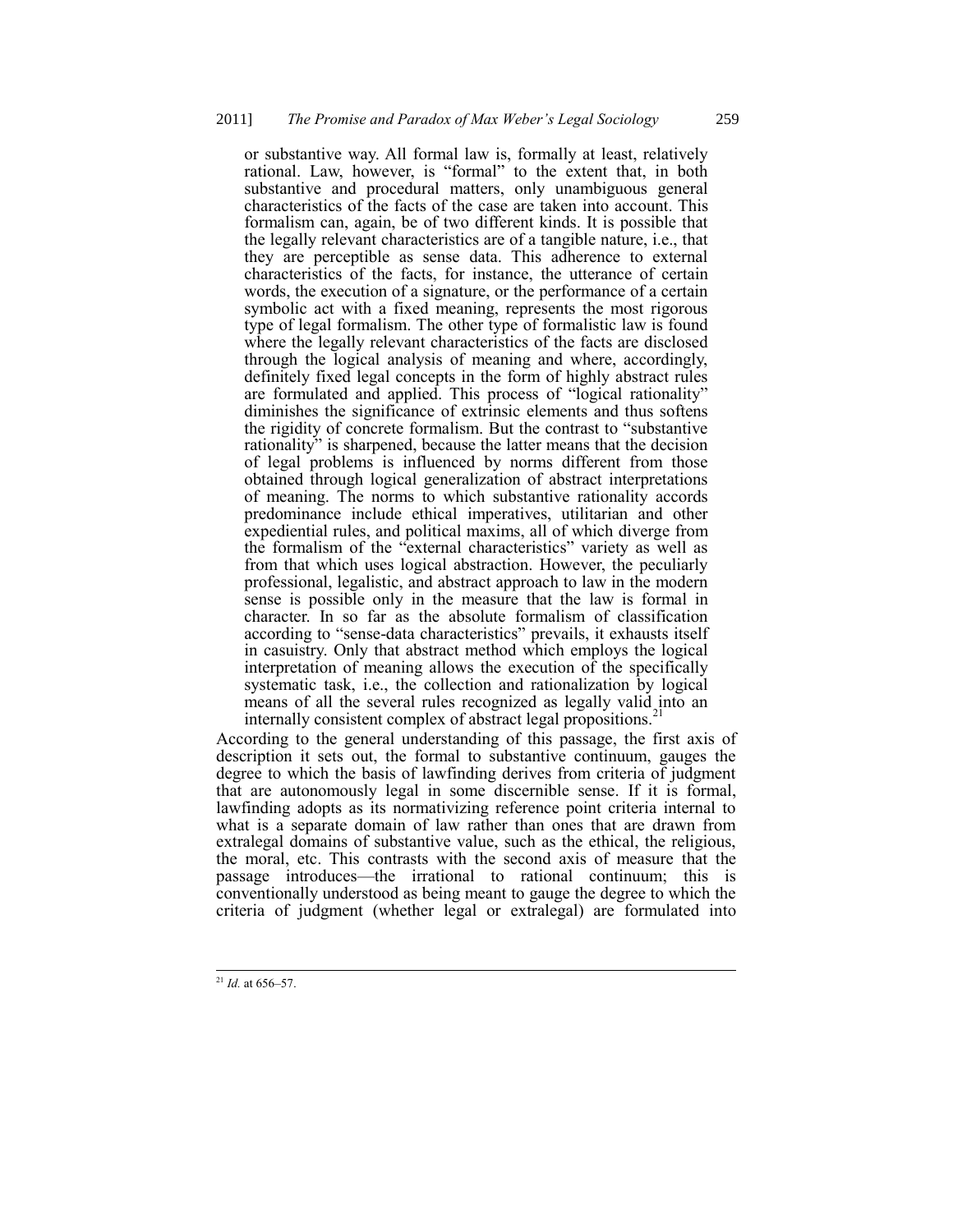> or substantive way. All formal law is, formally at least, relatively rational. Law, however, is "formal" to the extent that, in both substantive and procedural matters, only unambiguous general characteristics of the facts of the case are taken into account. This formalism can, again, be of two different kinds. It is possible that the legally relevant characteristics are of a tangible nature, i.e., that they are perceptible as sense data. This adherence to external characteristics of the facts, for instance, the utterance of certain words, the execution of a signature, or the performance of a certain symbolic act with a fixed meaning, represents the most rigorous type of legal formalism. The other type of formalistic law is found where the legally relevant characteristics of the facts are disclosed through the logical analysis of meaning and where, accordingly, definitely fixed legal concepts in the form of highly abstract rules are formulated and applied. This process of "logical rationality" diminishes the significance of extrinsic elements and thus softens the rigidity of concrete formalism. But the contrast to "substantive rationality" is sharpened, because the latter means that the decision of legal problems is influenced by norms different from those obtained through logical generalization of abstract interpretations of meaning. The norms to which substantive rationality accords predominance include ethical imperatives, utilitarian and other expediential rules, and political maxims, all of which diverge from the formalism of the "external characteristics" variety as well as from that which uses logical abstraction. However, the peculiarly professional, legalistic, and abstract approach to law in the modern sense is possible only in the measure that the law is formal in character. In so far as the absolute formalism of classification according to "sense-data characteristics" prevails, it exhausts itself in casuistry. Only that abstract method which employs the logical interpretation of meaning allows the execution of the specifically systematic task, i.e., the collection and rationalization by logical means of all the several rules recognized as legally valid into an internally consistent complex of abstract legal propositions.[21]

According to the general understanding of this passage, the first axis of description it sets out, the formal to substantive continuum, gauges the degree to which the basis of lawfinding derives from criteria of judgment that are autonomously legal in some discernible sense. If it is formal, lawfinding adopts as its normativizing reference point criteria internal to what is a separate domain of law rather than ones that are drawn from extralegal domains of substantive value, such as the ethical, the religious, the moral, etc. This contrasts with the second axis of measure that the passage introduces—the irrational to rational continuum; this is conventionally understood as being meant to gauge the degree to which the criteria of judgment (whether legal or extralegal) are formulated into

[21] *Id.* at 656–57.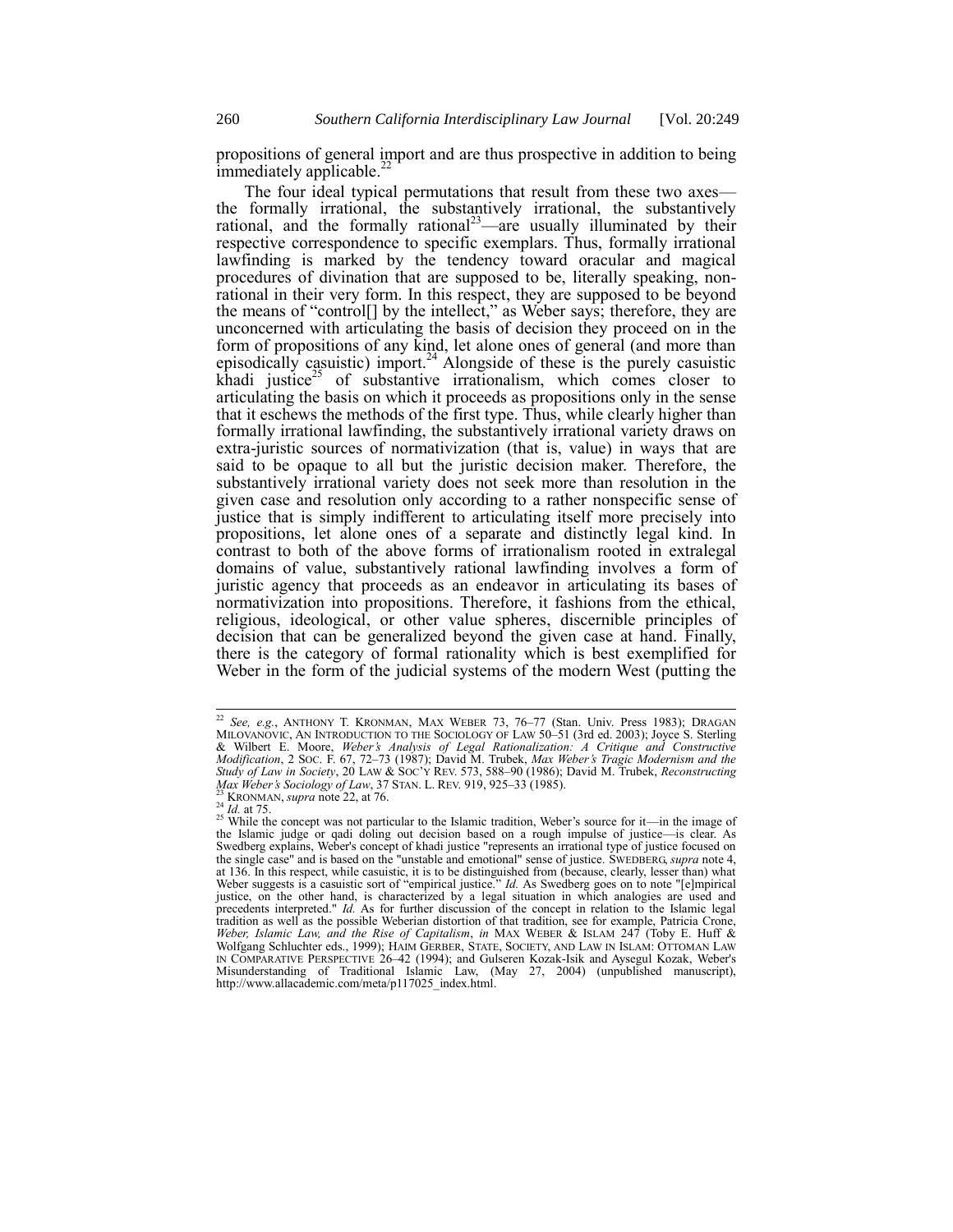propositions of general import and are thus prospective in addition to being immediately applicable.[22]

The four ideal typical permutations that result from these two axes—the formally irrational, the substantively irrational, the substantively rational, and the formally rational[23]—are usually illuminated by their respective correspondence to specific exemplars. Thus, formally irrational lawfinding is marked by the tendency toward oracular and magical procedures of divination that are supposed to be, literally speaking, non-rational in their very form. In this respect, they are supposed to be beyond the means of "control[] by the intellect," as Weber says; therefore, they are unconcerned with articulating the basis of decision they proceed on in the form of propositions of any kind, let alone ones of general (and more than episodically casuistic) import.[24] Alongside of these is the purely casuistic khadi justice[25] of substantive irrationalism, which comes closer to articulating the basis on which it proceeds as propositions only in the sense that it eschews the methods of the first type. Thus, while clearly higher than formally irrational lawfinding, the substantively irrational variety draws on extra-juristic sources of normativization (that is, value) in ways that are said to be opaque to all but the juristic decision maker. Therefore, the substantively irrational variety does not seek more than resolution in the given case and resolution only according to a rather nonspecific sense of justice that is simply indifferent to articulating itself more precisely into propositions, let alone ones of a separate and distinctly legal kind. In contrast to both of the above forms of irrationalism rooted in extralegal domains of value, substantively rational lawfinding involves a form of juristic agency that proceeds as an endeavor in articulating its bases of normativization into propositions. Therefore, it fashions from the ethical, religious, ideological, or other value spheres, discernible principles of decision that can be generalized beyond the given case at hand. Finally, there is the category of formal rationality which is best exemplified for Weber in the form of the judicial systems of the modern West (putting the

---

[22] *See, e.g.*, ANTHONY T. KRONMAN, MAX WEBER 73, 76–77 (Stan. Univ. Press 1983); DRAGAN MILOVANOVIC, AN INTRODUCTION TO THE SOCIOLOGY OF LAW 50–51 (3rd ed. 2003); Joyce S. Sterling & Wilbert E. Moore, *Weber's Analysis of Legal Rationalization: A Critique and Constructive Modification*, 2 SOC. F. 67, 72–73 (1987); David M. Trubek, *Max Weber's Tragic Modernism and the Study of Law in Society*, 20 LAW & SOC'Y REV. 573, 588–90 (1986); David M. Trubek, *Reconstructing Max Weber's Sociology of Law*, 37 STAN. L. REV. 919, 925–33 (1985).

[23] KRONMAN, *supra* note 22, at 76.

[24] *Id.* at 75.

[25] While the concept was not particular to the Islamic tradition, Weber's source for it—in the image of the Islamic judge or qadi doling out decision based on a rough impulse of justice—is clear. As Swedberg explains, Weber's concept of khadi justice "represents an irrational type of justice focused on the single case" and is based on the "unstable and emotional" sense of justice. SWEDBERG, *supra* note 4, at 136. In this respect, while casuistic, it is to be distinguished from (because, clearly, lesser than) what Weber suggests is a casuistic sort of "empirical justice." *Id.* As Swedberg goes on to note "[e]mpirical justice, on the other hand, is characterized by a legal situation in which analogies are used and precedents interpreted." *Id.* As for further discussion of the concept in relation to the Islamic legal tradition as well as the possible Weberian distortion of that tradition, see for example, Patricia Crone, *Weber, Islamic Law, and the Rise of Capitalism*, *in* MAX WEBER & ISLAM 247 (Toby E. Huff & Wolfgang Schluchter eds., 1999); HAIM GERBER, STATE, SOCIETY, AND LAW IN ISLAM: OTTOMAN LAW IN COMPARATIVE PERSPECTIVE 26–42 (1994); and Gulseren Kozak-Isik and Aysegul Kozak, Weber's Misunderstanding of Traditional Islamic Law, (May 27, 2004) (unpublished manuscript), http://www.allacademic.com/meta/p117025_index.html.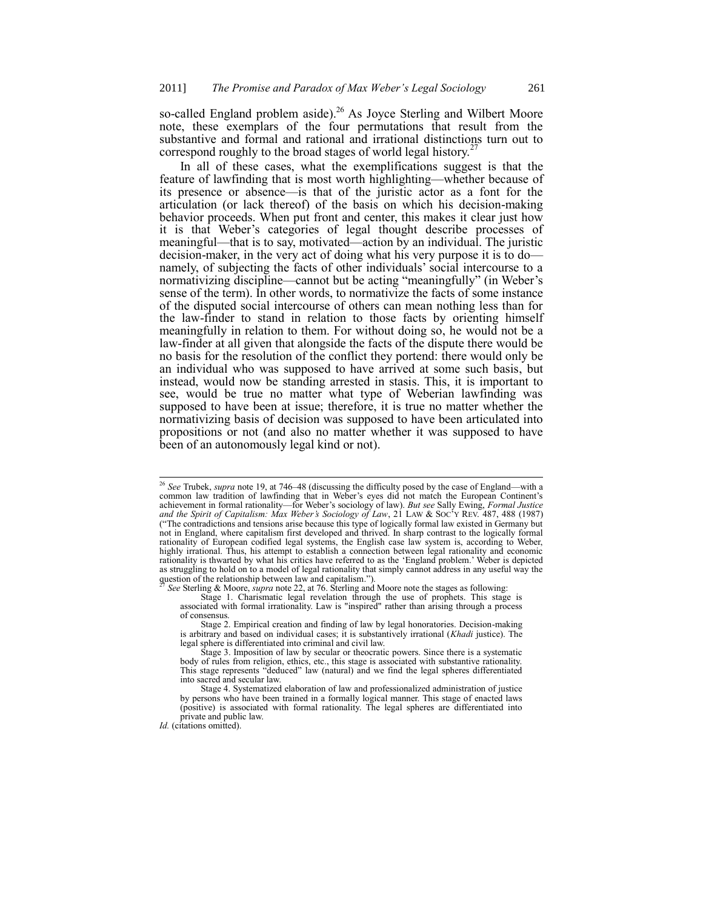so-called England problem aside).[26] As Joyce Sterling and Wilbert Moore note, these exemplars of the four permutations that result from the substantive and formal and rational and irrational distinctions turn out to correspond roughly to the broad stages of world legal history.[27]

In all of these cases, what the exemplifications suggest is that the feature of lawfinding that is most worth highlighting—whether because of its presence or absence—is that of the juristic actor as a font for the articulation (or lack thereof) of the basis on which his decision-making behavior proceeds. When put front and center, this makes it clear just how it is that Weber's categories of legal thought describe processes of meaningful—that is to say, motivated—action by an individual. The juristic decision-maker, in the very act of doing what his very purpose it is to do—namely, of subjecting the facts of other individuals' social intercourse to a normativizing discipline—cannot but be acting "meaningfully" (in Weber's sense of the term). In other words, to normativize the facts of some instance of the disputed social intercourse of others can mean nothing less than for the law-finder to stand in relation to those facts by orienting himself meaningfully in relation to them. For without doing so, he would not be a law-finder at all given that alongside the facts of the dispute there would be no basis for the resolution of the conflict they portend: there would only be an individual who was supposed to have arrived at some such basis, but instead, would now be standing arrested in stasis. This, it is important to see, would be true no matter what type of Weberian lawfinding was supposed to have been at issue; therefore, it is true no matter whether the normativizing basis of decision was supposed to have been articulated into propositions or not (and also no matter whether it was supposed to have been of an autonomously legal kind or not).

---

[26] *See* Trubek, *supra* note 19, at 746–48 (discussing the difficulty posed by the case of England—with a common law tradition of lawfinding that in Weber's eyes did not match the European Continent's achievement in formal rationality—for Weber's sociology of law). *But see* Sally Ewing, *Formal Justice and the Spirit of Capitalism: Max Weber's Sociology of Law*, 21 LAW & SOC'Y REV. 487, 488 (1987) ("The contradictions and tensions arise because this type of logically formal law existed in Germany but not in England, where capitalism first developed and thrived. In sharp contrast to the logically formal rationality of European codified legal systems, the English case law system is, according to Weber, highly irrational. Thus, his attempt to establish a connection between legal rationality and economic rationality is thwarted by what his critics have referred to as the 'England problem.' Weber is depicted as struggling to hold on to a model of legal rationality that simply cannot address in any useful way the question of the relationship between law and capitalism.").

[27] *See* Sterling & Moore, *supra* note 22, at 76. Sterling and Moore note the stages as following:

> Stage 1. Charismatic legal revelation through the use of prophets. This stage is associated with formal irrationality. Law is "inspired" rather than arising through a process of consensus.
>
> Stage 2. Empirical creation and finding of law by legal honoratories. Decision-making is arbitrary and based on individual cases; it is substantively irrational (*Khadi* justice). The legal sphere is differentiated into criminal and civil law.
>
> Stage 3. Imposition of law by secular or theocratic powers. Since there is a systematic body of rules from religion, ethics, etc., this stage is associated with substantive rationality. This stage represents "deduced" law (natural) and we find the legal spheres differentiated into sacred and secular law.
>
> Stage 4. Systematized elaboration of law and professionalized administration of justice by persons who have been trained in a formally logical manner. This stage of enacted laws (positive) is associated with formal rationality. The legal spheres are differentiated into private and public law.

*Id.* (citations omitted).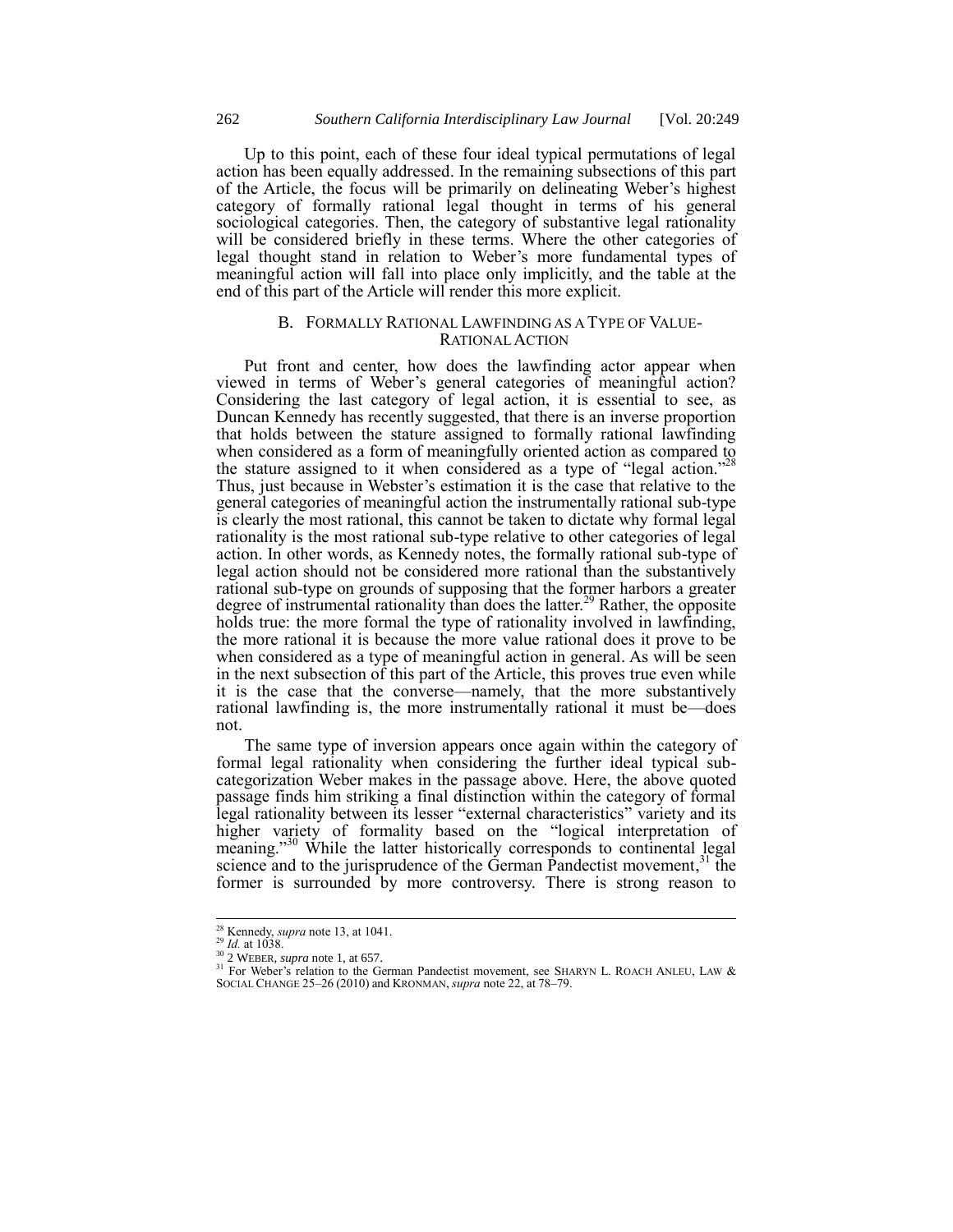Up to this point, each of these four ideal typical permutations of legal action has been equally addressed. In the remaining subsections of this part of the Article, the focus will be primarily on delineating Weber's highest category of formally rational legal thought in terms of his general sociological categories. Then, the category of substantive legal rationality will be considered briefly in these terms. Where the other categories of legal thought stand in relation to Weber's more fundamental types of meaningful action will fall into place only implicitly, and the table at the end of this part of the Article will render this more explicit.

### B. FORMALLY RATIONAL LAWFINDING AS A TYPE OF VALUE-RATIONAL ACTION

Put front and center, how does the lawfinding actor appear when viewed in terms of Weber's general categories of meaningful action? Considering the last category of legal action, it is essential to see, as Duncan Kennedy has recently suggested, that there is an inverse proportion that holds between the stature assigned to formally rational lawfinding when considered as a form of meaningfully oriented action as compared to the stature assigned to it when considered as a type of "legal action."[28] Thus, just because in Webster's estimation it is the case that relative to the general categories of meaningful action the instrumentally rational sub-type is clearly the most rational, this cannot be taken to dictate why formal legal rationality is the most rational sub-type relative to other categories of legal action. In other words, as Kennedy notes, the formally rational sub-type of legal action should not be considered more rational than the substantively rational sub-type on grounds of supposing that the former harbors a greater degree of instrumental rationality than does the latter.[29] Rather, the opposite holds true: the more formal the type of rationality involved in lawfinding, the more rational it is because the more value rational does it prove to be when considered as a type of meaningful action in general. As will be seen in the next subsection of this part of the Article, this proves true even while it is the case that the converse—namely, that the more substantively rational lawfinding is, the more instrumentally rational it must be—does not.

The same type of inversion appears once again within the category of formal legal rationality when considering the further ideal typical sub-categorization Weber makes in the passage above. Here, the above quoted passage finds him striking a final distinction within the category of formal legal rationality between its lesser "external characteristics" variety and its higher variety of formality based on the "logical interpretation of meaning."[30] While the latter historically corresponds to continental legal science and to the jurisprudence of the German Pandectist movement,[31] the former is surrounded by more controversy. There is strong reason to

---

[28] Kennedy, *supra* note 13, at 1041.
[29] *Id.* at 1038.
[30] 2 WEBER, *supra* note 1, at 657.
[31] For Weber's relation to the German Pandectist movement, see SHARYN L. ROACH ANLEU, LAW & SOCIAL CHANGE 25–26 (2010) and KRONMAN, *supra* note 22, at 78–79.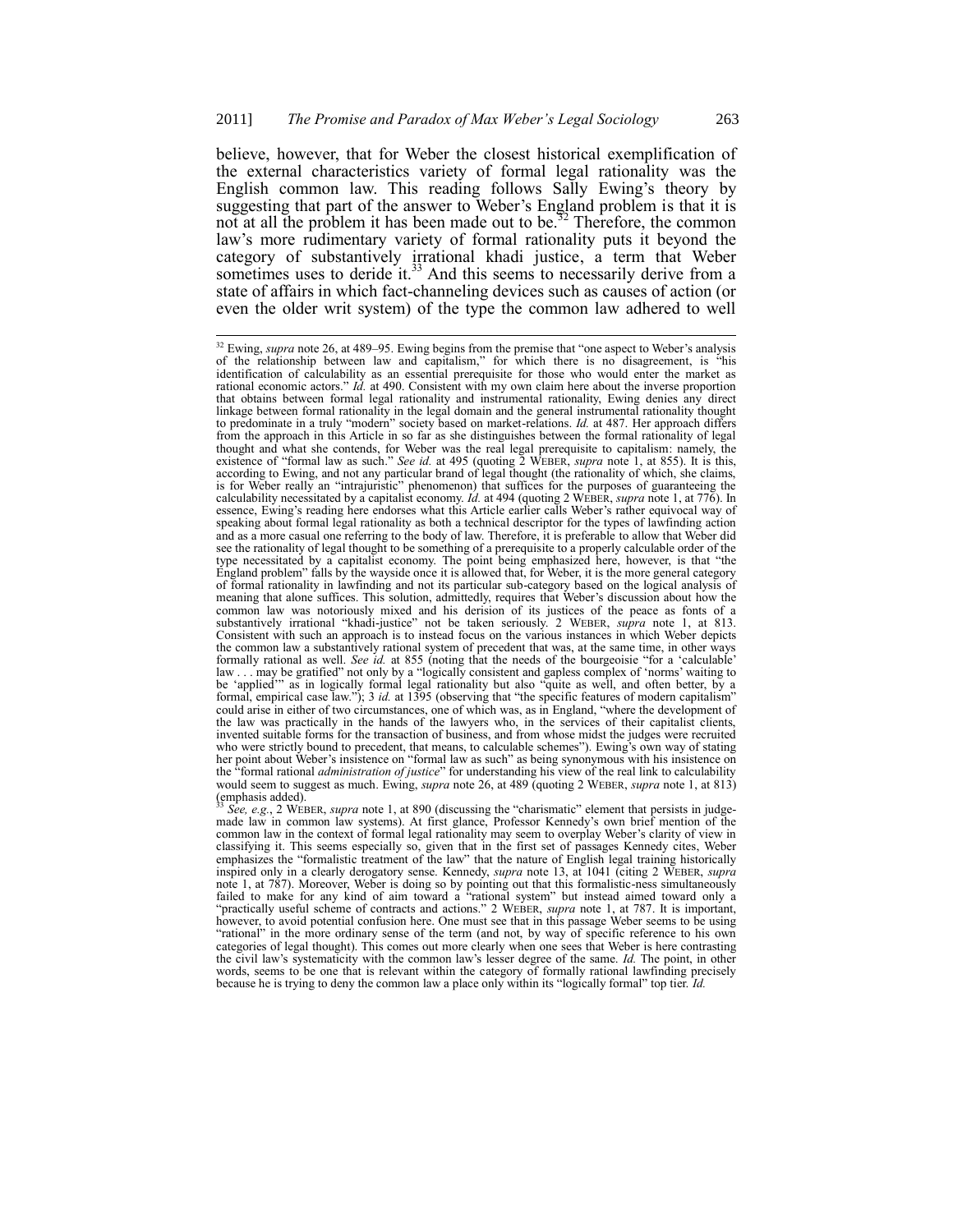believe, however, that for Weber the closest historical exemplification of the external characteristics variety of formal legal rationality was the English common law. This reading follows Sally Ewing's theory by suggesting that part of the answer to Weber's England problem is that it is not at all the problem it has been made out to be.[32] Therefore, the common law's more rudimentary variety of formal rationality puts it beyond the category of substantively irrational khadi justice, a term that Weber sometimes uses to deride it.[33] And this seems to necessarily derive from a state of affairs in which fact-channeling devices such as causes of action (or even the older writ system) of the type the common law adhered to well

---

[32] Ewing, *supra* note 26, at 489–95. Ewing begins from the premise that "one aspect to Weber's analysis of the relationship between law and capitalism," for which there is no disagreement, is "his identification of calculability as an essential prerequisite for those who would enter the market as rational economic actors." *Id.* at 490. Consistent with my own claim here about the inverse proportion that obtains between formal legal rationality and instrumental rationality, Ewing denies any direct linkage between formal rationality in the legal domain and the general instrumental rationality thought to predominate in a truly "modern" society based on market-relations. *Id.* at 487. Her approach differs from the approach in this Article in so far as she distinguishes between the formal rationality of legal thought and what she contends, for Weber was the real legal prerequisite to capitalism: namely, the existence of "formal law as such." *See id.* at 495 (quoting 2 WEBER, *supra* note 1, at 855). It is this, according to Ewing, and not any particular brand of legal thought (the rationality of which, she claims, is for Weber really an "intrajuristic" phenomenon) that suffices for the purposes of guaranteeing the calculability necessitated by a capitalist economy. *Id.* at 494 (quoting 2 WEBER, *supra* note 1, at 776). In essence, Ewing's reading here endorses what this Article earlier calls Weber's rather equivocal way of speaking about formal legal rationality as both a technical descriptor for the types of lawfinding action and as a more casual one referring to the body of law. Therefore, it is preferable to allow that Weber did see the rationality of legal thought to be something of a prerequisite to a properly calculable order of the type necessitated by a capitalist economy. The point being emphasized here, however, is that "the England problem" falls by the wayside once it is allowed that, for Weber, it is the more general category of formal rationality in lawfinding and not its particular sub-category based on the logical analysis of meaning that alone suffices. This solution, admittedly, requires that Weber's discussion about how the common law was notoriously mixed and his derision of its justices of the peace as fonts of a substantively irrational "khadi-justice" not be taken seriously. 2 WEBER, *supra* note 1, at 813. Consistent with such an approach is to instead focus on the various instances in which Weber depicts the common law a substantively rational system of precedent that was, at the same time, in other ways formally rational as well. *See id.* at 855 (noting that the needs of the bourgeoisie "for a 'calculable' law . . . may be gratified" not only by a "logically consistent and gapless complex of 'norms' waiting to be 'applied'" as in logically formal legal rationality but also "quite as well, and often better, by a formal, empirical case law."); 3 *id.* at 1395 (observing that "the specific features of modern capitalism" could arise in either of two circumstances, one of which was, as in England, "where the development of the law was practically in the hands of the lawyers who, in the services of their capitalist clients, invented suitable forms for the transaction of business, and from whose midst the judges were recruited who were strictly bound to precedent, that means, to calculable schemes"). Ewing's own way of stating her point about Weber's insistence on "formal law as such" as being synonymous with his insistence on the "formal rational *administration of justice*" for understanding his view of the real link to calculability would seem to suggest as much. Ewing, *supra* note 26, at 489 (quoting 2 WEBER, *supra* note 1, at 813) (emphasis added).

[33] *See, e.g.*, 2 WEBER, *supra* note 1, at 890 (discussing the "charismatic" element that persists in judge-made law in common law systems). At first glance, Professor Kennedy's own brief mention of the common law in the context of formal legal rationality may seem to overplay Weber's clarity of view in classifying it. This seems especially so, given that in the first set of passages Kennedy cites, Weber emphasizes the "formalistic treatment of the law" that the nature of English legal training historically inspired only in a clearly derogatory sense. Kennedy, *supra* note 13, at 1041 (citing 2 WEBER, *supra* note 1, at 787). Moreover, Weber is doing so by pointing out that this formalistic-ness simultaneously failed to make for any kind of aim toward a "rational system" but instead aimed toward only a "practically useful scheme of contracts and actions." 2 WEBER, *supra* note 1, at 787. It is important, however, to avoid potential confusion here. One must see that in this passage Weber seems to be using "rational" in the more ordinary sense of the term (and not, by way of specific reference to his own categories of legal thought). This comes out more clearly when one sees that Weber is here contrasting the civil law's systematicity with the common law's lesser degree of the same. *Id.* The point, in other words, seems to be one that is relevant within the category of formally rational lawfinding precisely because he is trying to deny the common law a place only within its "logically formal" top tier. *Id.*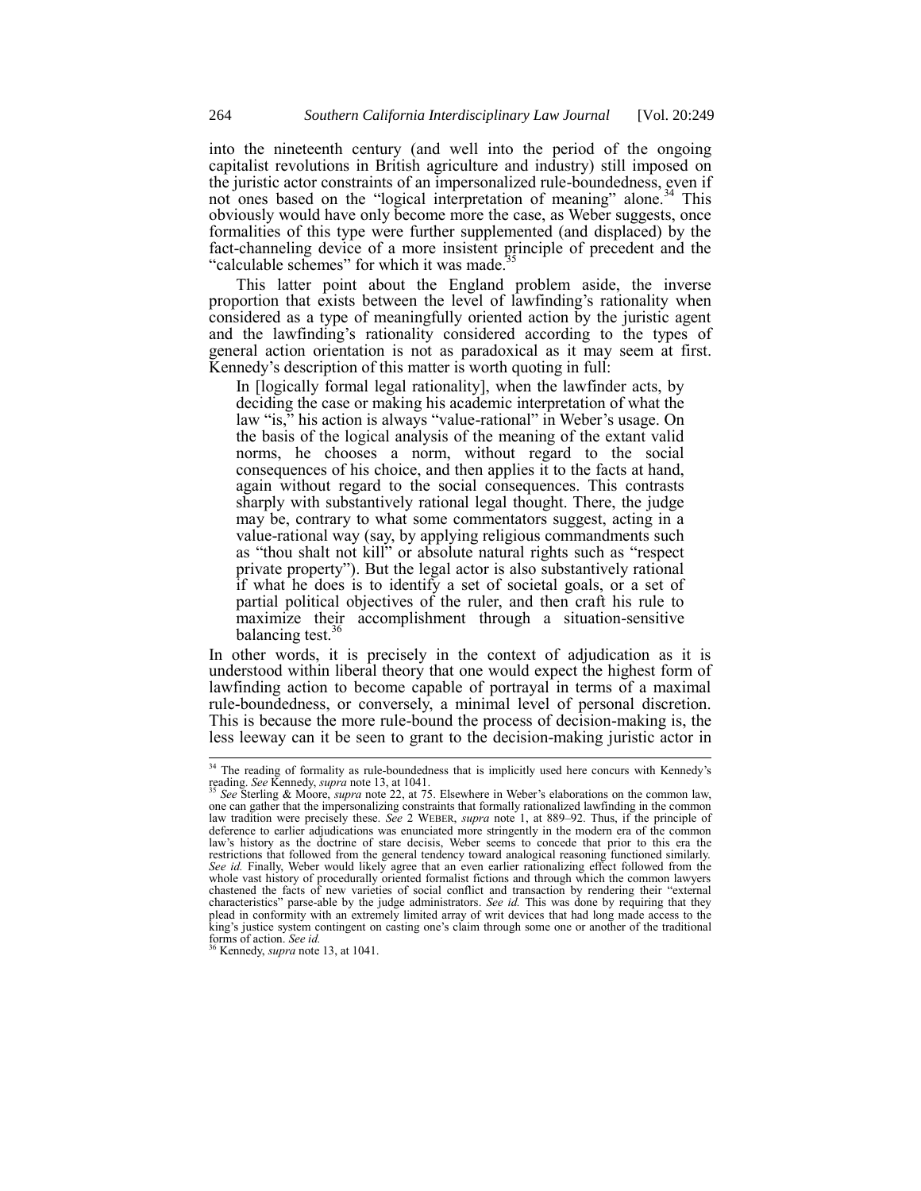into the nineteenth century (and well into the period of the ongoing capitalist revolutions in British agriculture and industry) still imposed on the juristic actor constraints of an impersonalized rule-boundedness, even if not ones based on the "logical interpretation of meaning" alone.[34] This obviously would have only become more the case, as Weber suggests, once formalities of this type were further supplemented (and displaced) by the fact-channeling device of a more insistent principle of precedent and the "calculable schemes" for which it was made.[35]

This latter point about the England problem aside, the inverse proportion that exists between the level of lawfinding's rationality when considered as a type of meaningfully oriented action by the juristic agent and the lawfinding's rationality considered according to the types of general action orientation is not as paradoxical as it may seem at first. Kennedy's description of this matter is worth quoting in full:

> In [logically formal legal rationality], when the lawfinder acts, by deciding the case or making his academic interpretation of what the law "is," his action is always "value-rational" in Weber's usage. On the basis of the logical analysis of the meaning of the extant valid norms, he chooses a norm, without regard to the social consequences of his choice, and then applies it to the facts at hand, again without regard to the social consequences. This contrasts sharply with substantively rational legal thought. There, the judge may be, contrary to what some commentators suggest, acting in a value-rational way (say, by applying religious commandments such as "thou shalt not kill" or absolute natural rights such as "respect private property"). But the legal actor is also substantively rational if what he does is to identify a set of societal goals, or a set of partial political objectives of the ruler, and then craft his rule to maximize their accomplishment through a situation-sensitive balancing test.[36]

In other words, it is precisely in the context of adjudication as it is understood within liberal theory that one would expect the highest form of lawfinding action to become capable of portrayal in terms of a maximal rule-boundedness, or conversely, a minimal level of personal discretion. This is because the more rule-bound the process of decision-making is, the less leeway can it be seen to grant to the decision-making juristic actor in

---

[34] The reading of formality as rule-boundedness that is implicitly used here concurs with Kennedy's reading. *See* Kennedy, *supra* note 13, at 1041.

[35] *See* Sterling & Moore, *supra* note 22, at 75. Elsewhere in Weber's elaborations on the common law, one can gather that the impersonalizing constraints that formally rationalized lawfinding in the common law tradition were precisely these. *See* 2 WEBER, *supra* note 1, at 889–92. Thus, if the principle of deference to earlier adjudications was enunciated more stringently in the modern era of the common law's history as the doctrine of stare decisis, Weber seems to concede that prior to this era the restrictions that followed from the general tendency toward analogical reasoning functioned similarly. *See id.* Finally, Weber would likely agree that an even earlier rationalizing effect followed from the whole vast history of procedurally oriented formalist fictions and through which the common lawyers chastened the facts of new varieties of social conflict and transaction by rendering their "external characteristics" parse-able by the judge administrators. *See id.* This was done by requiring that they plead in conformity with an extremely limited array of writ devices that had long made access to the king's justice system contingent on casting one's claim through some one or another of the traditional forms of action. *See id.*

[36] Kennedy, *supra* note 13, at 1041.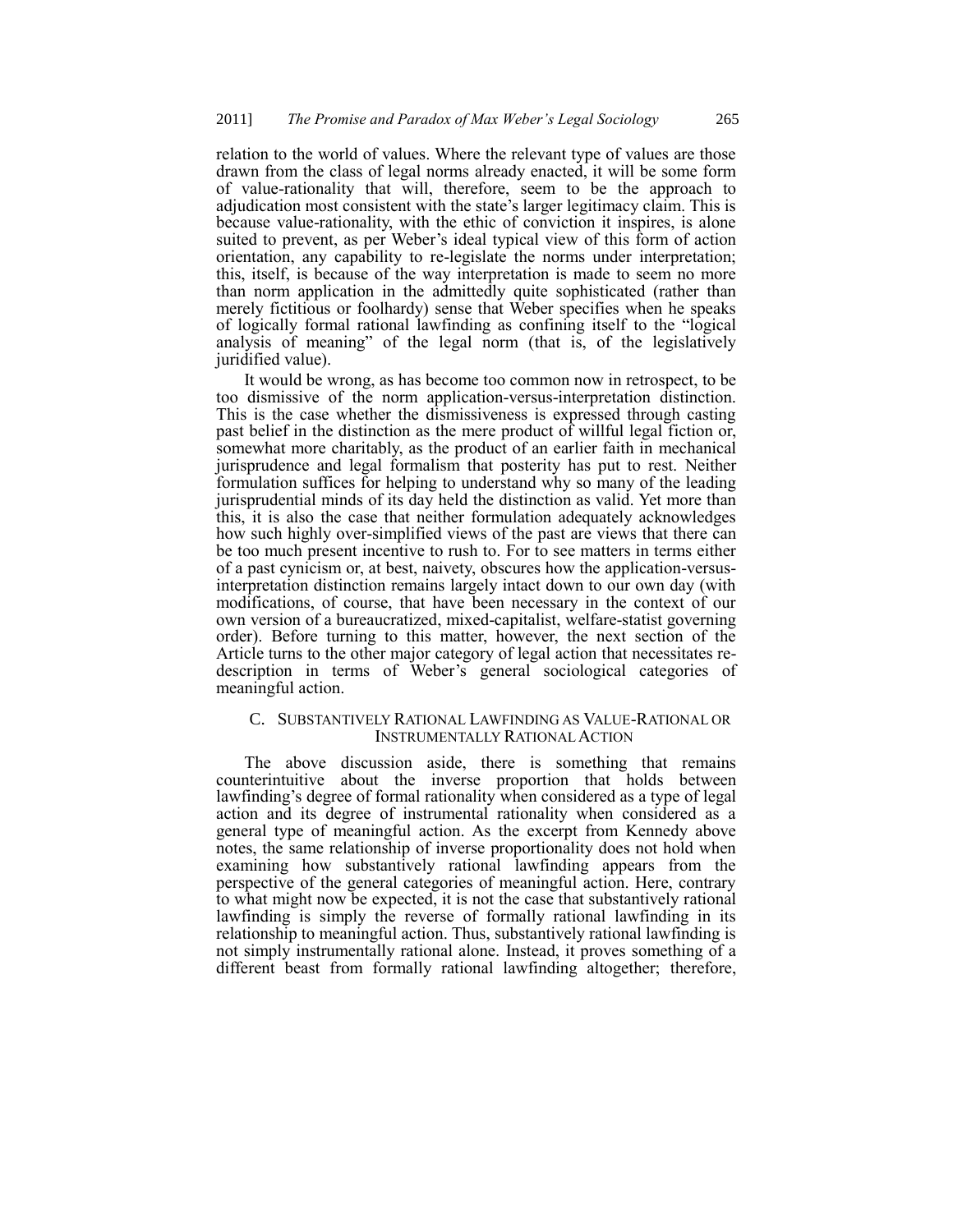relation to the world of values. Where the relevant type of values are those drawn from the class of legal norms already enacted, it will be some form of value-rationality that will, therefore, seem to be the approach to adjudication most consistent with the state's larger legitimacy claim. This is because value-rationality, with the ethic of conviction it inspires, is alone suited to prevent, as per Weber's ideal typical view of this form of action orientation, any capability to re-legislate the norms under interpretation; this, itself, is because of the way interpretation is made to seem no more than norm application in the admittedly quite sophisticated (rather than merely fictitious or foolhardy) sense that Weber specifies when he speaks of logically formal rational lawfinding as confining itself to the "logical analysis of meaning" of the legal norm (that is, of the legislatively juridified value).

It would be wrong, as has become too common now in retrospect, to be too dismissive of the norm application-versus-interpretation distinction. This is the case whether the dismissiveness is expressed through casting past belief in the distinction as the mere product of willful legal fiction or, somewhat more charitably, as the product of an earlier faith in mechanical jurisprudence and legal formalism that posterity has put to rest. Neither formulation suffices for helping to understand why so many of the leading jurisprudential minds of its day held the distinction as valid. Yet more than this, it is also the case that neither formulation adequately acknowledges how such highly over-simplified views of the past are views that there can be too much present incentive to rush to. For to see matters in terms either of a past cynicism or, at best, naivety, obscures how the application-versus-interpretation distinction remains largely intact down to our own day (with modifications, of course, that have been necessary in the context of our own version of a bureaucratized, mixed-capitalist, welfare-statist governing order). Before turning to this matter, however, the next section of the Article turns to the other major category of legal action that necessitates re-description in terms of Weber's general sociological categories of meaningful action.

### C. Substantively Rational Lawfinding as Value-Rational or Instrumentally Rational Action

The above discussion aside, there is something that remains counterintuitive about the inverse proportion that holds between lawfinding's degree of formal rationality when considered as a type of legal action and its degree of instrumental rationality when considered as a general type of meaningful action. As the excerpt from Kennedy above notes, the same relationship of inverse proportionality does not hold when examining how substantively rational lawfinding appears from the perspective of the general categories of meaningful action. Here, contrary to what might now be expected, it is not the case that substantively rational lawfinding is simply the reverse of formally rational lawfinding in its relationship to meaningful action. Thus, substantively rational lawfinding is not simply instrumentally rational alone. Instead, it proves something of a different beast from formally rational lawfinding altogether; therefore,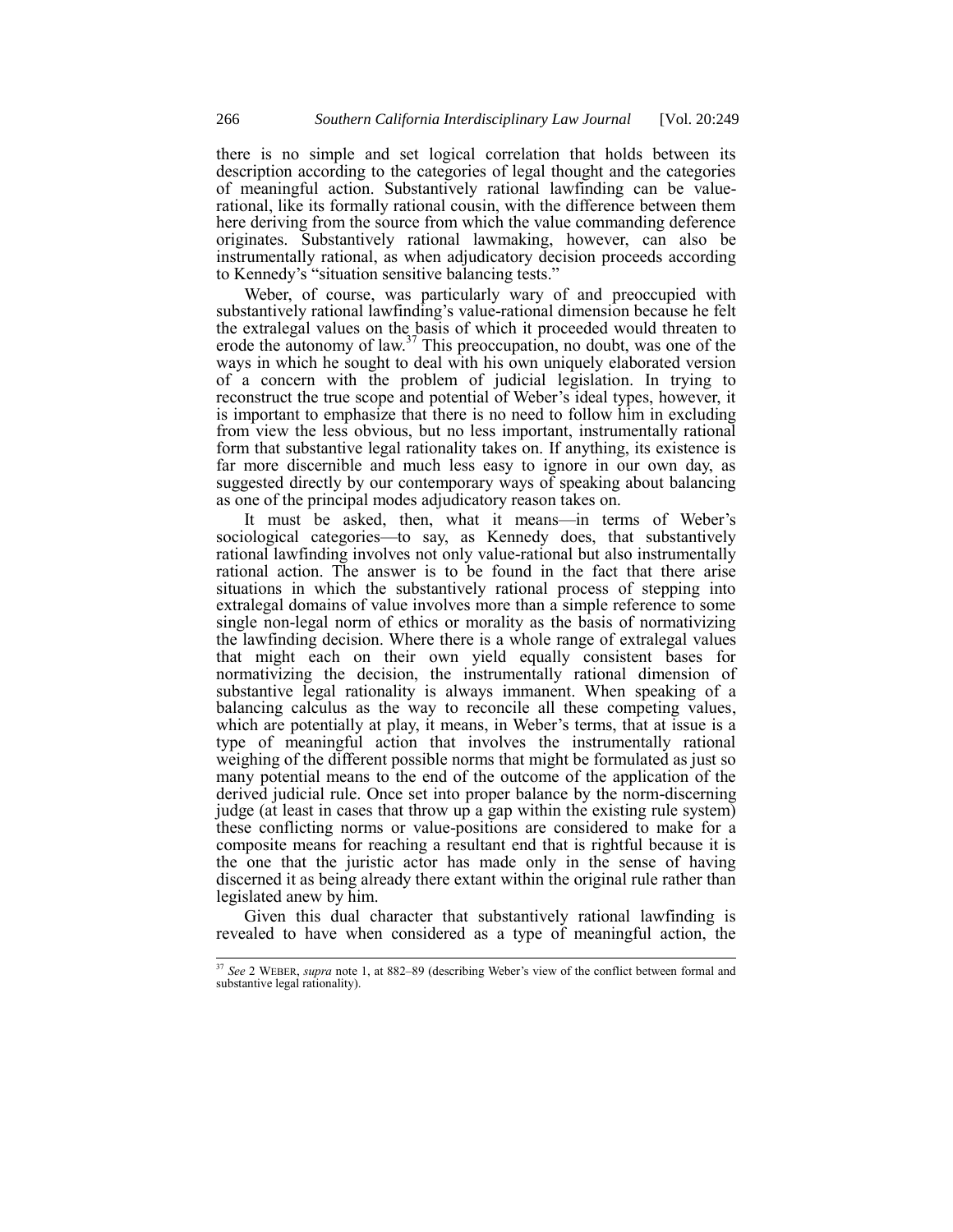there is no simple and set logical correlation that holds between its description according to the categories of legal thought and the categories of meaningful action. Substantively rational lawfinding can be value-rational, like its formally rational cousin, with the difference between them here deriving from the source from which the value commanding deference originates. Substantively rational lawmaking, however, can also be instrumentally rational, as when adjudicatory decision proceeds according to Kennedy's "situation sensitive balancing tests."

Weber, of course, was particularly wary of and preoccupied with substantively rational lawfinding's value-rational dimension because he felt the extralegal values on the basis of which it proceeded would threaten to erode the autonomy of law.[37] This preoccupation, no doubt, was one of the ways in which he sought to deal with his own uniquely elaborated version of a concern with the problem of judicial legislation. In trying to reconstruct the true scope and potential of Weber's ideal types, however, it is important to emphasize that there is no need to follow him in excluding from view the less obvious, but no less important, instrumentally rational form that substantive legal rationality takes on. If anything, its existence is far more discernible and much less easy to ignore in our own day, as suggested directly by our contemporary ways of speaking about balancing as one of the principal modes adjudicatory reason takes on.

It must be asked, then, what it means—in terms of Weber's sociological categories—to say, as Kennedy does, that substantively rational lawfinding involves not only value-rational but also instrumentally rational action. The answer is to be found in the fact that there arise situations in which the substantively rational process of stepping into extralegal domains of value involves more than a simple reference to some single non-legal norm of ethics or morality as the basis of normativizing the lawfinding decision. Where there is a whole range of extralegal values that might each on their own yield equally consistent bases for normativizing the decision, the instrumentally rational dimension of substantive legal rationality is always immanent. When speaking of a balancing calculus as the way to reconcile all these competing values, which are potentially at play, it means, in Weber's terms, that at issue is a type of meaningful action that involves the instrumentally rational weighing of the different possible norms that might be formulated as just so many potential means to the end of the outcome of the application of the derived judicial rule. Once set into proper balance by the norm-discerning judge (at least in cases that throw up a gap within the existing rule system) these conflicting norms or value-positions are considered to make for a composite means for reaching a resultant end that is rightful because it is the one that the juristic actor has made only in the sense of having discerned it as being already there extant within the original rule rather than legislated anew by him.

Given this dual character that substantively rational lawfinding is revealed to have when considered as a type of meaningful action, the

---

[37] *See* 2 WEBER, *supra* note 1, at 882–89 (describing Weber's view of the conflict between formal and substantive legal rationality).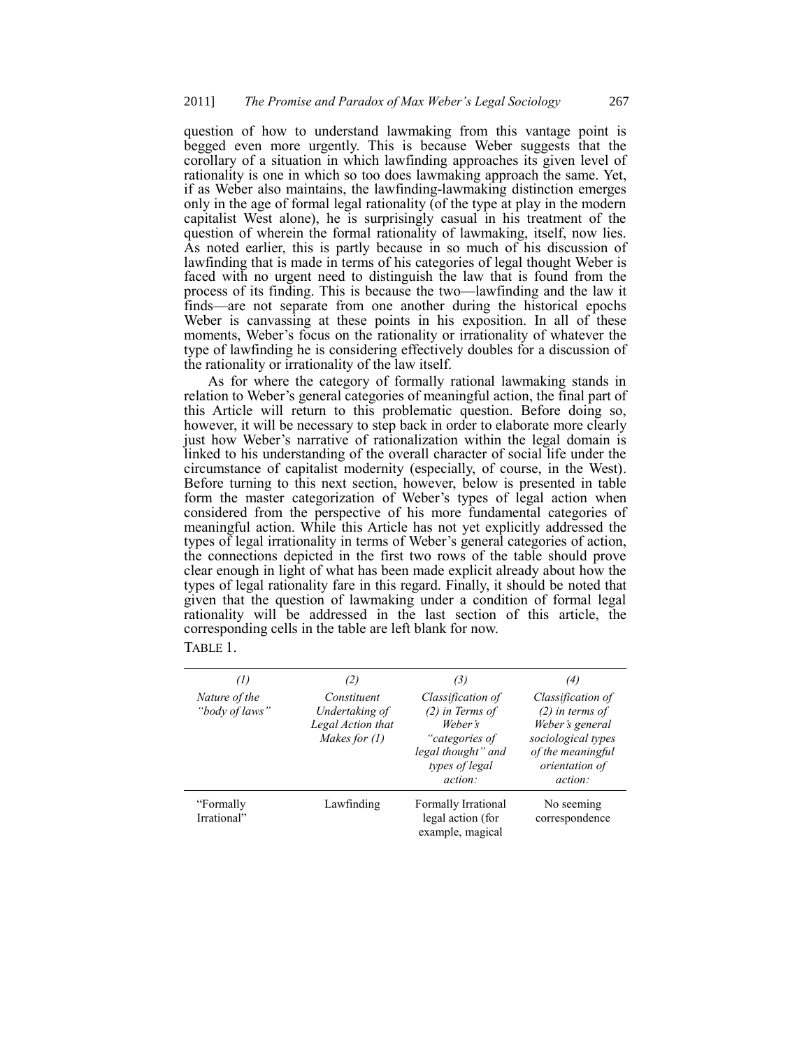question of how to understand lawmaking from this vantage point is begged even more urgently. This is because Weber suggests that the corollary of a situation in which lawfinding approaches its given level of rationality is one in which so too does lawmaking approach the same. Yet, if as Weber also maintains, the lawfinding-lawmaking distinction emerges only in the age of formal legal rationality (of the type at play in the modern capitalist West alone), he is surprisingly casual in his treatment of the question of wherein the formal rationality of lawmaking, itself, now lies. As noted earlier, this is partly because in so much of his discussion of lawfinding that is made in terms of his categories of legal thought Weber is faced with no urgent need to distinguish the law that is found from the process of its finding. This is because the two—lawfinding and the law it finds—are not separate from one another during the historical epochs Weber is canvassing at these points in his exposition. In all of these moments, Weber's focus on the rationality or irrationality of whatever the type of lawfinding he is considering effectively doubles for a discussion of the rationality or irrationality of the law itself.

As for where the category of formally rational lawmaking stands in relation to Weber's general categories of meaningful action, the final part of this Article will return to this problematic question. Before doing so, however, it will be necessary to step back in order to elaborate more clearly just how Weber's narrative of rationalization within the legal domain is linked to his understanding of the overall character of social life under the circumstance of capitalist modernity (especially, of course, in the West). Before turning to this next section, however, below is presented in table form the master categorization of Weber's types of legal action when considered from the perspective of his more fundamental categories of meaningful action. While this Article has not yet explicitly addressed the types of legal irrationality in terms of Weber's general categories of action, the connections depicted in the first two rows of the table should prove clear enough in light of what has been made explicit already about how the types of legal rationality fare in this regard. Finally, it should be noted that given the question of lawmaking under a condition of formal legal rationality will be addressed in the last section of this article, the corresponding cells in the table are left blank for now.

TABLE 1.

| *(1)* *Nature of the "body of laws"* | *(2)* *Constituent Undertaking of Legal Action that Makes for (1)* | *(3)* *Classification of (2) in Terms of Weber's "categories of legal thought" and types of legal action:* | *(4)* *Classification of (2) in terms of Weber's general sociological types of the meaningful orientation of action:* |
|---|---|---|---|
| "Formally Irrational" | Lawfinding | Formally Irrational legal action (for example, magical | No seeming correspondence |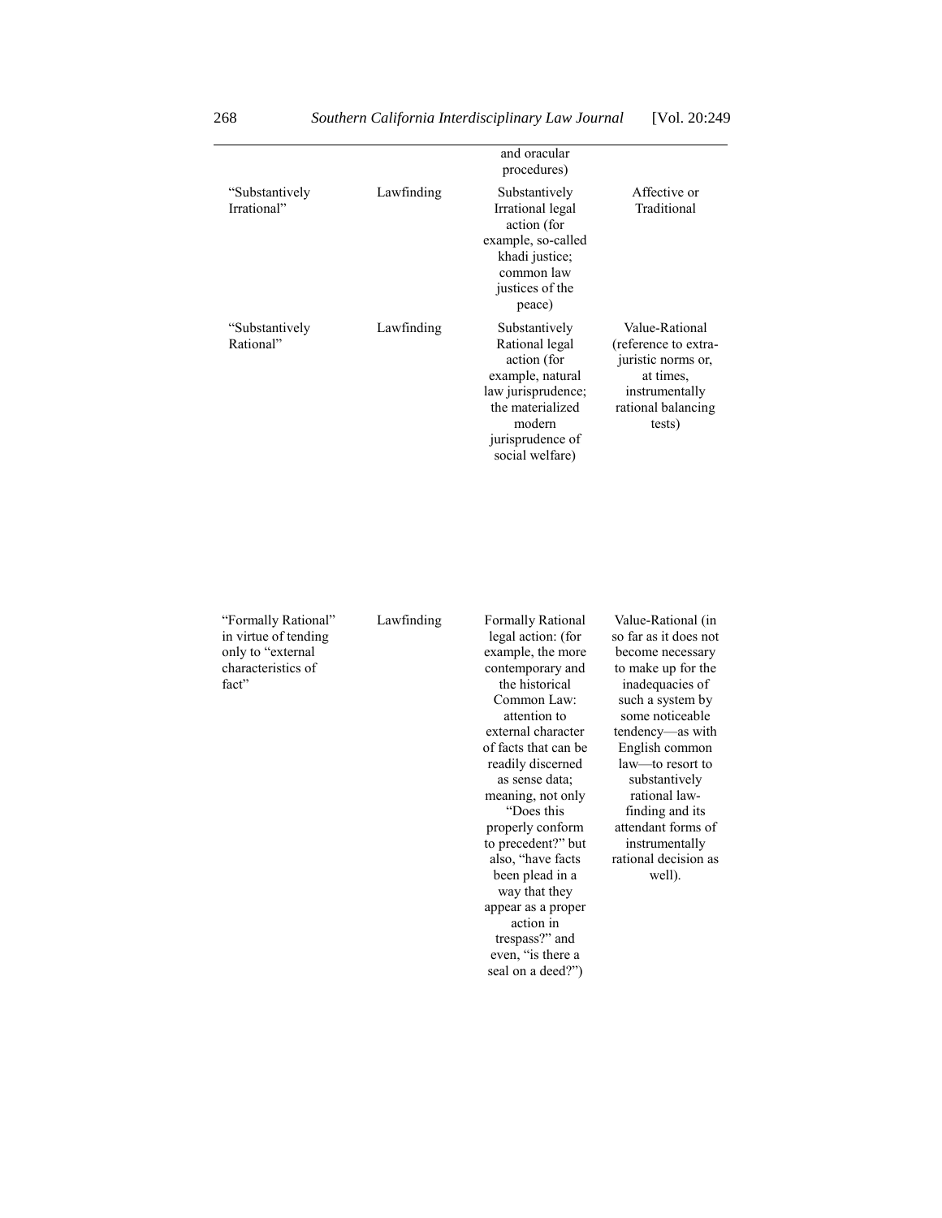| | | and oracular procedures) | |
|---|---|---|---|
| "Substantively Irrational" | Lawfinding | Substantively Irrational legal action (for example, so-called khadi justice; common law justices of the peace) | Affective or Traditional |
| "Substantively Rational" | Lawfinding | Substantively Rational legal action (for example, natural law jurisprudence; the materialized modern jurisprudence of social welfare) | Value-Rational (reference to extra-juristic norms or, at times, instrumentally rational balancing tests) |
| "Formally Rational" in virtue of tending only to "external characteristics of fact" | Lawfinding | Formally Rational legal action: (for example, the more contemporary and the historical Common Law: attention to external character of facts that can be readily discerned as sense data; meaning, not only "Does this properly conform to precedent?" but also, "have facts been plead in a way that they appear as a proper action in trespass?" and even, "is there a seal on a deed?") | Value-Rational (in so far as it does not become necessary to make up for the inadequacies of such a system by some noticeable tendency—as with English common law—to resort to substantively rational law-finding and its attendant forms of instrumentally rational decision as well). |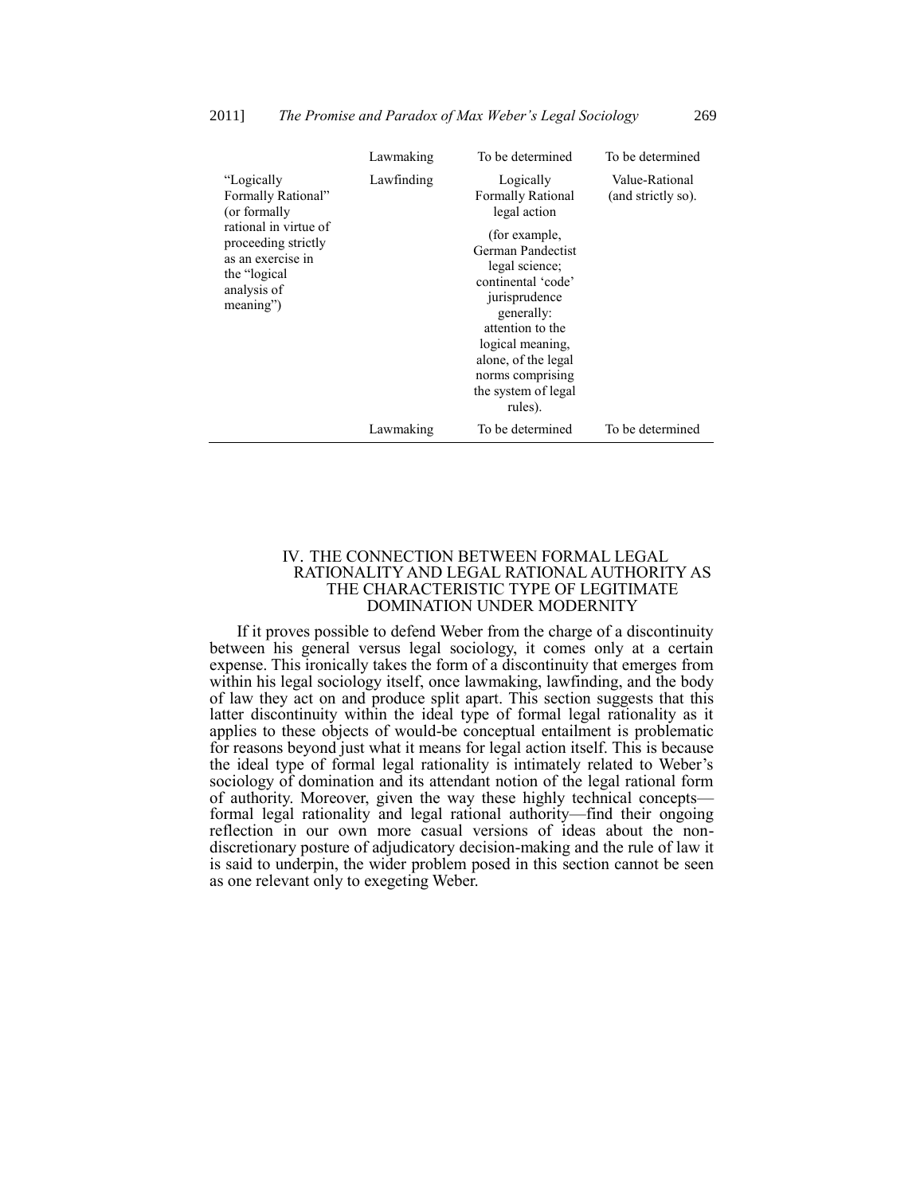| | | | |
|---|---|---|---|
| | Lawmaking | To be determined | To be determined |
| "Logically Formally Rational" (or formally rational in virtue of proceeding strictly as an exercise in the "logical analysis of meaning") | Lawfinding | Logically Formally Rational legal action (for example, German Pandectist legal science; continental 'code' jurisprudence generally: attention to the logical meaning, alone, of the legal norms comprising the system of legal rules). | Value-Rational (and strictly so). |
| | Lawmaking | To be determined | To be determined |

## IV. THE CONNECTION BETWEEN FORMAL LEGAL RATIONALITY AND LEGAL RATIONAL AUTHORITY AS THE CHARACTERISTIC TYPE OF LEGITIMATE DOMINATION UNDER MODERNITY

If it proves possible to defend Weber from the charge of a discontinuity between his general versus legal sociology, it comes only at a certain expense. This ironically takes the form of a discontinuity that emerges from within his legal sociology itself, once lawmaking, lawfinding, and the body of law they act on and produce split apart. This section suggests that this latter discontinuity within the ideal type of formal legal rationality as it applies to these objects of would-be conceptual entailment is problematic for reasons beyond just what it means for legal action itself. This is because the ideal type of formal legal rationality is intimately related to Weber's sociology of domination and its attendant notion of the legal rational form of authority. Moreover, given the way these highly technical concepts—formal legal rationality and legal rational authority—find their ongoing reflection in our own more casual versions of ideas about the non-discretionary posture of adjudicatory decision-making and the rule of law it is said to underpin, the wider problem posed in this section cannot be seen as one relevant only to exegeting Weber.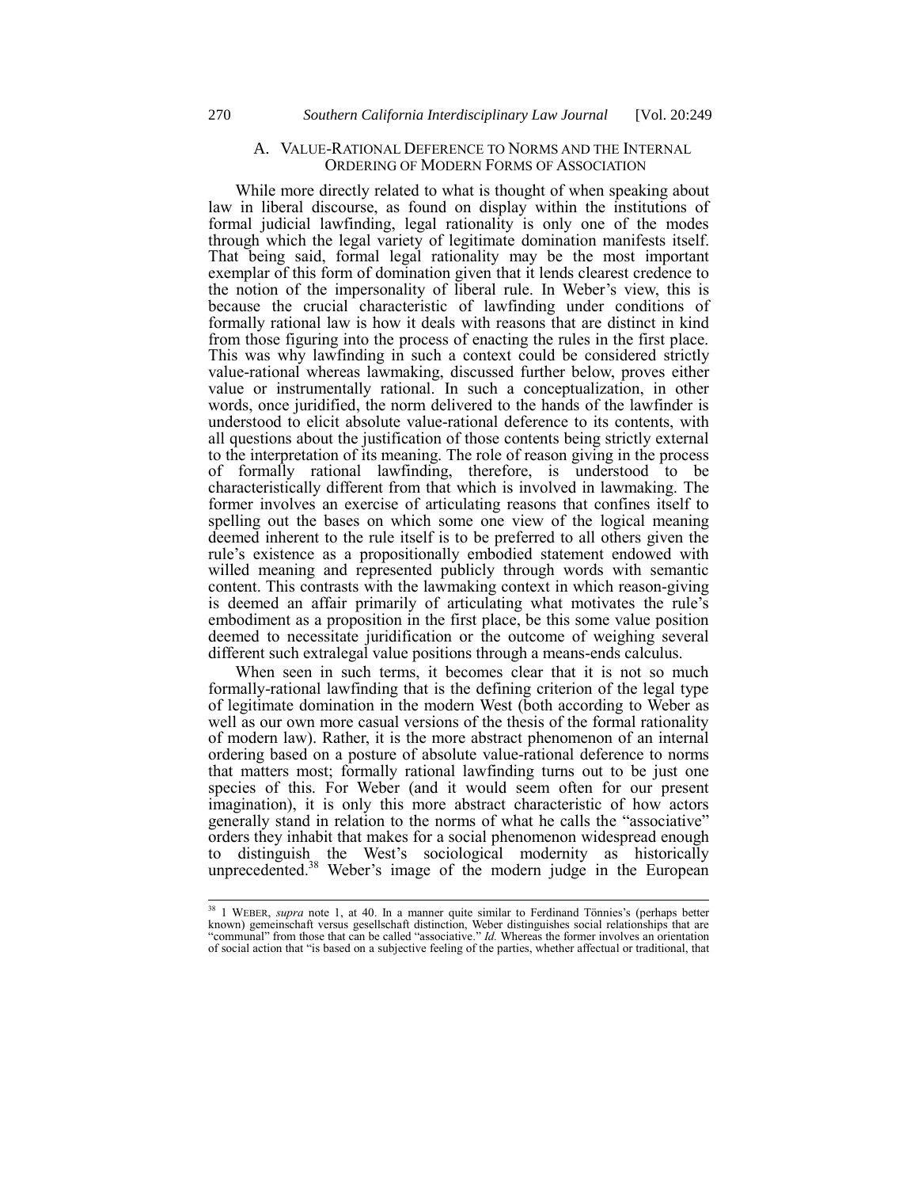### A. VALUE-RATIONAL DEFERENCE TO NORMS AND THE INTERNAL ORDERING OF MODERN FORMS OF ASSOCIATION

While more directly related to what is thought of when speaking about law in liberal discourse, as found on display within the institutions of formal judicial lawfinding, legal rationality is only one of the modes through which the legal variety of legitimate domination manifests itself. That being said, formal legal rationality may be the most important exemplar of this form of domination given that it lends clearest credence to the notion of the impersonality of liberal rule. In Weber's view, this is because the crucial characteristic of lawfinding under conditions of formally rational law is how it deals with reasons that are distinct in kind from those figuring into the process of enacting the rules in the first place. This was why lawfinding in such a context could be considered strictly value-rational whereas lawmaking, discussed further below, proves either value or instrumentally rational. In such a conceptualization, in other words, once juridified, the norm delivered to the hands of the lawfinder is understood to elicit absolute value-rational deference to its contents, with all questions about the justification of those contents being strictly external to the interpretation of its meaning. The role of reason giving in the process of formally rational lawfinding, therefore, is understood to be characteristically different from that which is involved in lawmaking. The former involves an exercise of articulating reasons that confines itself to spelling out the bases on which some one view of the logical meaning deemed inherent to the rule itself is to be preferred to all others given the rule's existence as a propositionally embodied statement endowed with willed meaning and represented publicly through words with semantic content. This contrasts with the lawmaking context in which reason-giving is deemed an affair primarily of articulating what motivates the rule's embodiment as a proposition in the first place, be this some value position deemed to necessitate juridification or the outcome of weighing several different such extralegal value positions through a means-ends calculus.

When seen in such terms, it becomes clear that it is not so much formally-rational lawfinding that is the defining criterion of the legal type of legitimate domination in the modern West (both according to Weber as well as our own more casual versions of the thesis of the formal rationality of modern law). Rather, it is the more abstract phenomenon of an internal ordering based on a posture of absolute value-rational deference to norms that matters most; formally rational lawfinding turns out to be just one species of this. For Weber (and it would seem often for our present imagination), it is only this more abstract characteristic of how actors generally stand in relation to the norms of what he calls the "associative" orders they inhabit that makes for a social phenomenon widespread enough to distinguish the West's sociological modernity as historically unprecedented.[38] Weber's image of the modern judge in the European

---

[38] 1 WEBER, *supra* note 1, at 40. In a manner quite similar to Ferdinand Tönnies's (perhaps better known) gemeinschaft versus gesellschaft distinction, Weber distinguishes social relationships that are "communal" from those that can be called "associative." *Id.* Whereas the former involves an orientation of social action that "is based on a subjective feeling of the parties, whether affectual or traditional, that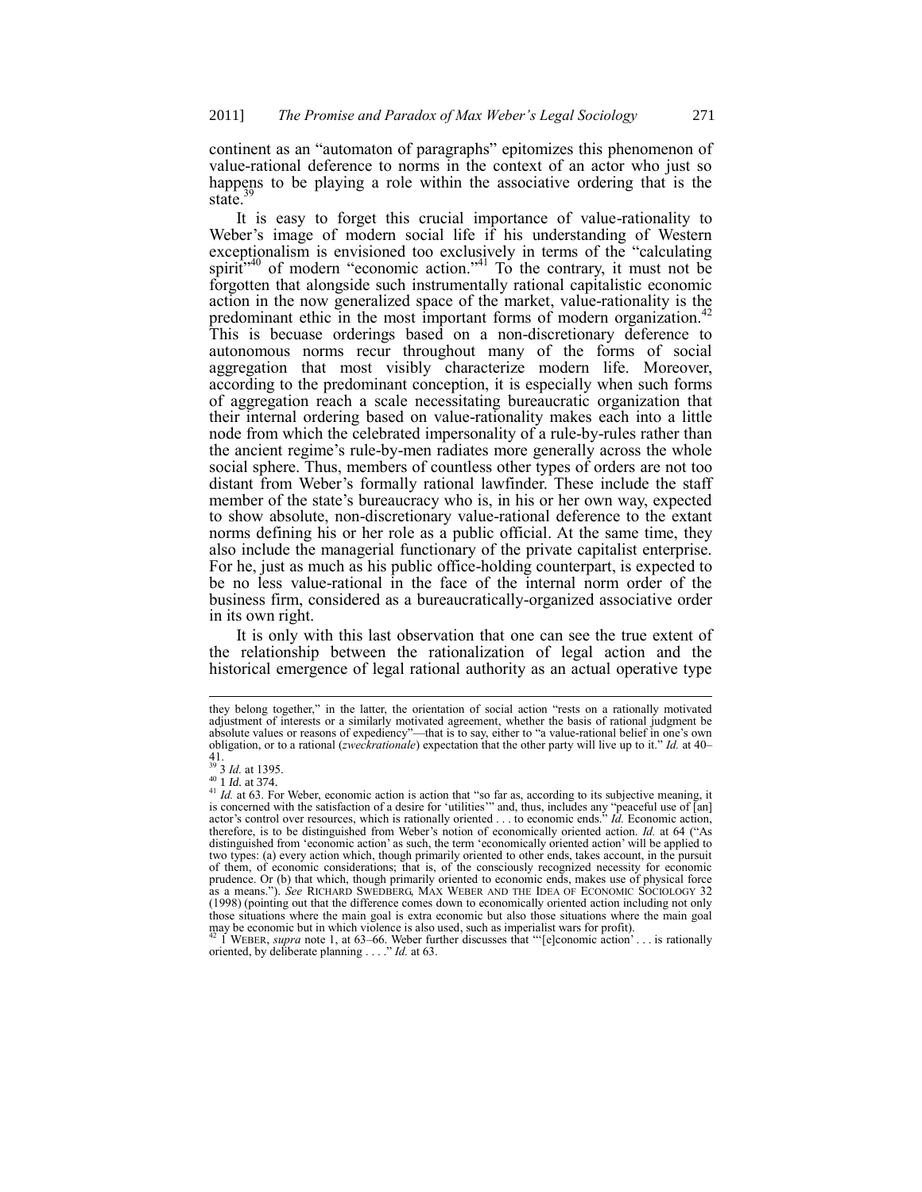continent as an "automaton of paragraphs" epitomizes this phenomenon of value-rational deference to norms in the context of an actor who just so happens to be playing a role within the associative ordering that is the state.[39]

It is easy to forget this crucial importance of value-rationality to Weber's image of modern social life if his understanding of Western exceptionalism is envisioned too exclusively in terms of the "calculating spirit"[40] of modern "economic action."[41] To the contrary, it must not be forgotten that alongside such instrumentally rational capitalistic economic action in the now generalized space of the market, value-rationality is the predominant ethic in the most important forms of modern organization.[42] This is becuase orderings based on a non-discretionary deference to autonomous norms recur throughout many of the forms of social aggregation that most visibly characterize modern life. Moreover, according to the predominant conception, it is especially when such forms of aggregation reach a scale necessitating bureaucratic organization that their internal ordering based on value-rationality makes each into a little node from which the celebrated impersonality of a rule-by-rules rather than the ancient regime's rule-by-men radiates more generally across the whole social sphere. Thus, members of countless other types of orders are not too distant from Weber's formally rational lawfinder. These include the staff member of the state's bureaucracy who is, in his or her own way, expected to show absolute, non-discretionary value-rational deference to the extant norms defining his or her role as a public official. At the same time, they also include the managerial functionary of the private capitalist enterprise. For he, just as much as his public office-holding counterpart, is expected to be no less value-rational in the face of the internal norm order of the business firm, considered as a bureaucratically-organized associative order in its own right.

It is only with this last observation that one can see the true extent of the relationship between the rationalization of legal action and the historical emergence of legal rational authority as an actual operative type

---

they belong together," in the latter, the orientation of social action "rests on a rationally motivated adjustment of interests or a similarly motivated agreement, whether the basis of rational judgment be absolute values or reasons of expediency"—that is to say, either to "a value-rational belief in one's own obligation, or to a rational (*zweckrationale*) expectation that the other party will live up to it." *Id.* at 40–41.

[39] 3 *Id.* at 1395.

[40] 1 *Id.* at 374.

[41] *Id.* at 63. For Weber, economic action is action that "so far as, according to its subjective meaning, it is concerned with the satisfaction of a desire for 'utilities'" and, thus, includes any "peaceful use of [an] actor's control over resources, which is rationally oriented . . . to economic ends." *Id.* Economic action, therefore, is to be distinguished from Weber's notion of economically oriented action. *Id.* at 64 ("As distinguished from 'economic action' as such, the term 'economically oriented action' will be applied to two types: (a) every action which, though primarily oriented to other ends, takes account, in the pursuit of them, of economic considerations; that is, of the consciously recognized necessity for economic prudence. Or (b) that which, though primarily oriented to economic ends, makes use of physical force as a means."). *See* RICHARD SWEDBERG, MAX WEBER AND THE IDEA OF ECONOMIC SOCIOLOGY 32 (1998) (pointing out that the difference comes down to economically oriented action including not only those situations where the main goal is extra economic but also those situations where the main goal may be economic but in which violence is also used, such as imperialist wars for profit).

[42] 1 WEBER, *supra* note 1, at 63–66. Weber further discusses that "'[e]conomic action' . . . is rationally oriented, by deliberate planning . . . ." *Id.* at 63.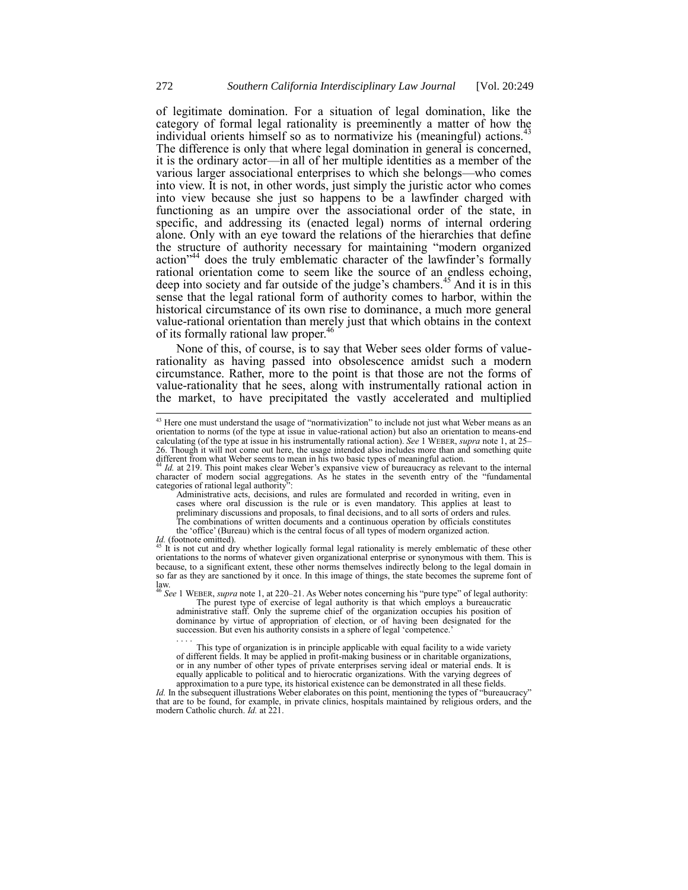of legitimate domination. For a situation of legal domination, like the category of formal legal rationality is preeminently a matter of how the individual orients himself so as to normativize his (meaningful) actions.[43] The difference is only that where legal domination in general is concerned, it is the ordinary actor—in all of her multiple identities as a member of the various larger associational enterprises to which she belongs—who comes into view. It is not, in other words, just simply the juristic actor who comes into view because she just so happens to be a lawfinder charged with functioning as an umpire over the associational order of the state, in specific, and addressing its (enacted legal) norms of internal ordering alone. Only with an eye toward the relations of the hierarchies that define the structure of authority necessary for maintaining "modern organized action"[44] does the truly emblematic character of the lawfinder's formally rational orientation come to seem like the source of an endless echoing, deep into society and far outside of the judge's chambers.[45] And it is in this sense that the legal rational form of authority comes to harbor, within the historical circumstance of its own rise to dominance, a much more general value-rational orientation than merely just that which obtains in the context of its formally rational law proper.[46]

None of this, of course, is to say that Weber sees older forms of value-rationality as having passed into obsolescence amidst such a modern circumstance. Rather, more to the point is that those are not the forms of value-rationality that he sees, along with instrumentally rational action in the market, to have precipitated the vastly accelerated and multiplied

---

[43] Here one must understand the usage of "normativization" to include not just what Weber means as an orientation to norms (of the type at issue in value-rational action) but also an orientation to means-end calculating (of the type at issue in his instrumentally rational action). *See* 1 WEBER, *supra* note 1, at 25–26. Though it will not come out here, the usage intended also includes more than and something quite different from what Weber seems to mean in his two basic types of meaningful action.

[44] *Id.* at 219. This point makes clear Weber's expansive view of bureaucracy as relevant to the internal character of modern social aggregations. As he states in the seventh entry of the "fundamental categories of rational legal authority":

> Administrative acts, decisions, and rules are formulated and recorded in writing, even in cases where oral discussion is the rule or is even mandatory. This applies at least to preliminary discussions and proposals, to final decisions, and to all sorts of orders and rules. The combinations of written documents and a continuous operation by officials constitutes the 'office' (Bureau) which is the central focus of all types of modern organized action.

*Id.* (footnote omitted).

[45] It is not cut and dry whether logically formal legal rationality is merely emblematic of these other orientations to the norms of whatever given organizational enterprise or synonymous with them. This is because, to a significant extent, these other norms themselves indirectly belong to the legal domain in so far as they are sanctioned by it once. In this image of things, the state becomes the supreme font of law.

[46] *See* 1 WEBER, *supra* note 1, at 220–21. As Weber notes concerning his "pure type" of legal authority:

> The purest type of exercise of legal authority is that which employs a bureaucratic administrative staff. Only the supreme chief of the organization occupies his position of dominance by virtue of appropriation of election, or of having been designated for the succession. But even his authority consists in a sphere of legal 'competence.'
>
> . . . .
>
> This type of organization is in principle applicable with equal facility to a wide variety of different fields. It may be applied in profit-making business or in charitable organizations, or in any number of other types of private enterprises serving ideal or material ends. It is equally applicable to political and to hierocratic organizations. With the varying degrees of approximation to a pure type, its historical existence can be demonstrated in all these fields.

*Id.* In the subsequent illustrations Weber elaborates on this point, mentioning the types of "bureaucracy" that are to be found, for example, in private clinics, hospitals maintained by religious orders, and the modern Catholic church. *Id.* at 221.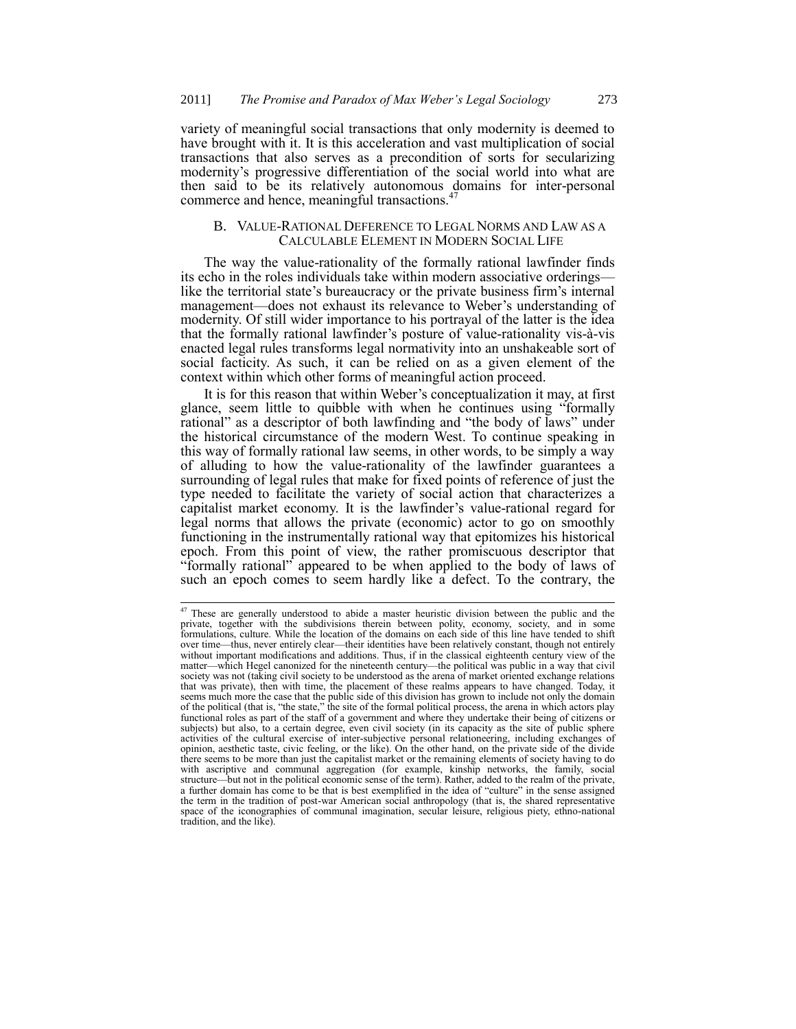variety of meaningful social transactions that only modernity is deemed to have brought with it. It is this acceleration and vast multiplication of social transactions that also serves as a precondition of sorts for secularizing modernity's progressive differentiation of the social world into what are then said to be its relatively autonomous domains for inter-personal commerce and hence, meaningful transactions.[47]

### B. Value-Rational Deference to Legal Norms and Law as a Calculable Element in Modern Social Life

The way the value-rationality of the formally rational lawfinder finds its echo in the roles individuals take within modern associative orderings—like the territorial state's bureaucracy or the private business firm's internal management—does not exhaust its relevance to Weber's understanding of modernity. Of still wider importance to his portrayal of the latter is the idea that the formally rational lawfinder's posture of value-rationality vis-à-vis enacted legal rules transforms legal normativity into an unshakeable sort of social facticity. As such, it can be relied on as a given element of the context within which other forms of meaningful action proceed.

It is for this reason that within Weber's conceptualization it may, at first glance, seem little to quibble with when he continues using "formally rational" as a descriptor of both lawfinding and "the body of laws" under the historical circumstance of the modern West. To continue speaking in this way of formally rational law seems, in other words, to be simply a way of alluding to how the value-rationality of the lawfinder guarantees a surrounding of legal rules that make for fixed points of reference of just the type needed to facilitate the variety of social action that characterizes a capitalist market economy. It is the lawfinder's value-rational regard for legal norms that allows the private (economic) actor to go on smoothly functioning in the instrumentally rational way that epitomizes his historical epoch. From this point of view, the rather promiscuous descriptor that "formally rational" appeared to be when applied to the body of laws of such an epoch comes to seem hardly like a defect. To the contrary, the

---

[47] These are generally understood to abide a master heuristic division between the public and the private, together with the subdivisions therein between polity, economy, society, and in some formulations, culture. While the location of the domains on each side of this line have tended to shift over time—thus, never entirely clear—their identities have been relatively constant, though not entirely without important modifications and additions. Thus, if in the classical eighteenth century view of the matter—which Hegel canonized for the nineteenth century—the political was public in a way that civil society was not (taking civil society to be understood as the arena of market oriented exchange relations that was private), then with time, the placement of these realms appears to have changed. Today, it seems much more the case that the public side of this division has grown to include not only the domain of the political (that is, "the state," the site of the formal political process, the arena in which actors play functional roles as part of the staff of a government and where they undertake their being of citizens or subjects) but also, to a certain degree, even civil society (in its capacity as the site of public sphere activities of the cultural exercise of inter-subjective personal relationeering, including exchanges of opinion, aesthetic taste, civic feeling, or the like). On the other hand, on the private side of the divide there seems to be more than just the capitalist market or the remaining elements of society having to do with ascriptive and communal aggregation (for example, kinship networks, the family, social structure—but not in the political economic sense of the term). Rather, added to the realm of the private, a further domain has come to be that is best exemplified in the idea of "culture" in the sense assigned the term in the tradition of post-war American social anthropology (that is, the shared representative space of the iconographies of communal imagination, secular leisure, religious piety, ethno-national tradition, and the like).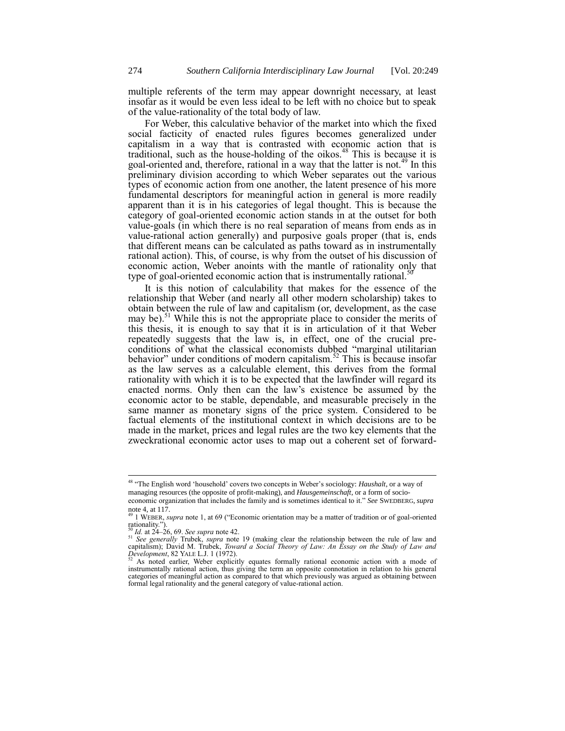multiple referents of the term may appear downright necessary, at least insofar as it would be even less ideal to be left with no choice but to speak of the value-rationality of the total body of law.

For Weber, this calculative behavior of the market into which the fixed social facticity of enacted rules figures becomes generalized under capitalism in a way that is contrasted with economic action that is traditional, such as the house-holding of the oikos.[48] This is because it is goal-oriented and, therefore, rational in a way that the latter is not.[49] In this preliminary division according to which Weber separates out the various types of economic action from one another, the latent presence of his more fundamental descriptors for meaningful action in general is more readily apparent than it is in his categories of legal thought. This is because the category of goal-oriented economic action stands in at the outset for both value-goals (in which there is no real separation of means from ends as in value-rational action generally) and purposive goals proper (that is, ends that different means can be calculated as paths toward as in instrumentally rational action). This, of course, is why from the outset of his discussion of economic action, Weber anoints with the mantle of rationality only that type of goal-oriented economic action that is instrumentally rational.[50]

It is this notion of calculability that makes for the essence of the relationship that Weber (and nearly all other modern scholarship) takes to obtain between the rule of law and capitalism (or, development, as the case may be).[51] While this is not the appropriate place to consider the merits of this thesis, it is enough to say that it is in articulation of it that Weber repeatedly suggests that the law is, in effect, one of the crucial pre-conditions of what the classical economists dubbed "marginal utilitarian behavior" under conditions of modern capitalism.[52] This is because insofar as the law serves as a calculable element, this derives from the formal rationality with which it is to be expected that the lawfinder will regard its enacted norms. Only then can the law's existence be assumed by the economic actor to be stable, dependable, and measurable precisely in the same manner as monetary signs of the price system. Considered to be factual elements of the institutional context in which decisions are to be made in the market, prices and legal rules are the two key elements that the zweckrational economic actor uses to map out a coherent set of forward-

---

[48] "The English word 'household' covers two concepts in Weber's sociology: *Haushalt*, or a way of managing resources (the opposite of profit-making), and *Hausgemeinschaft*, or a form of socio-economic organization that includes the family and is sometimes identical to it." *See* SWEDBERG, *supra* note 4, at 117.

[49] 1 WEBER, *supra* note 1, at 69 ("Economic orientation may be a matter of tradition or of goal-oriented rationality.").

[50] *Id.* at 24–26, 69. *See supra* note 42.

[51] *See generally* Trubek, *supra* note 19 (making clear the relationship between the rule of law and capitalism); David M. Trubek, *Toward a Social Theory of Law: An Essay on the Study of Law and Development*, 82 YALE L.J. 1 (1972).

[52] As noted earlier, Weber explicitly equates formally rational economic action with a mode of instrumentally rational action, thus giving the term an opposite connotation in relation to his general categories of meaningful action as compared to that which previously was argued as obtaining between formal legal rationality and the general category of value-rational action.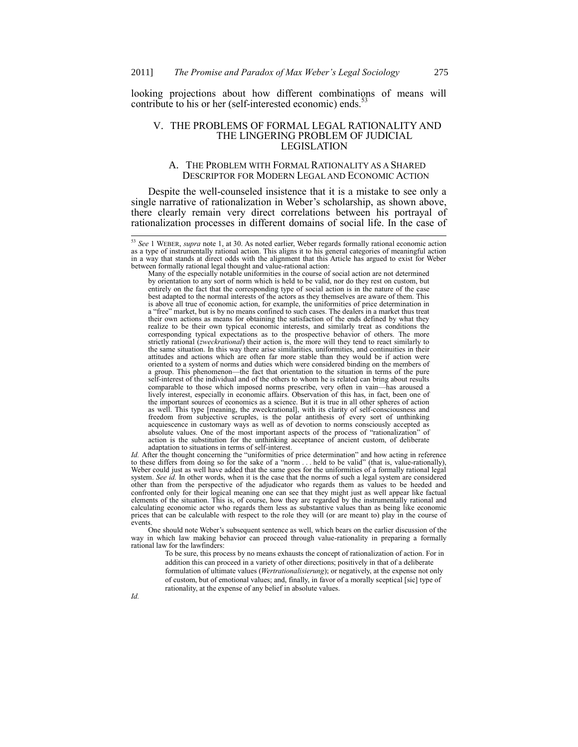looking projections about how different combinations of means will contribute to his or her (self-interested economic) ends.[53]

## V. THE PROBLEMS OF FORMAL LEGAL RATIONALITY AND THE LINGERING PROBLEM OF JUDICIAL LEGISLATION

### A. THE PROBLEM WITH FORMAL RATIONALITY AS A SHARED DESCRIPTOR FOR MODERN LEGAL AND ECONOMIC ACTION

Despite the well-counseled insistence that it is a mistake to see only a single narrative of rationalization in Weber's scholarship, as shown above, there clearly remain very direct correlations between his portrayal of rationalization processes in different domains of social life. In the case of

---

[53] *See* 1 WEBER, *supra* note 1, at 30. As noted earlier, Weber regards formally rational economic action as a type of instrumentally rational action. This aligns it to his general categories of meaningful action in a way that stands at direct odds with the alignment that this Article has argued to exist for Weber between formally rational legal thought and value-rational action:

> Many of the especially notable uniformities in the course of social action are not determined by orientation to any sort of norm which is held to be valid, nor do they rest on custom, but entirely on the fact that the corresponding type of social action is in the nature of the case best adapted to the normal interests of the actors as they themselves are aware of them. This is above all true of economic action, for example, the uniformities of price determination in a "free" market, but is by no means confined to such cases. The dealers in a market thus treat their own actions as means for obtaining the satisfaction of the ends defined by what they realize to be their own typical economic interests, and similarly treat as conditions the corresponding typical expectations as to the prospective behavior of others. The more strictly rational (*zweckrational*) their action is, the more will they tend to react similarly to the same situation. In this way there arise similarities, uniformities, and continuities in their attitudes and actions which are often far more stable than they would be if action were oriented to a system of norms and duties which were considered binding on the members of a group. This phenomenon—the fact that orientation to the situation in terms of the pure self-interest of the individual and of the others to whom he is related can bring about results comparable to those which imposed norms prescribe, very often in vain—has aroused a lively interest, especially in economic affairs. Observation of this has, in fact, been one of the important sources of economics as a science. But it is true in all other spheres of action as well. This type [meaning, the zweckrational], with its clarity of self-consciousness and freedom from subjective scruples, is the polar antithesis of every sort of unthinking acquiescence in customary ways as well as of devotion to norms consciously accepted as absolute values. One of the most important aspects of the process of "rationalization" of action is the substitution for the unthinking acceptance of ancient custom, of deliberate adaptation to situations in terms of self-interest.

*Id.* After the thought concerning the "uniformities of price determination" and how acting in reference to these differs from doing so for the sake of a "norm . . . held to be valid" (that is, value-rationally), Weber could just as well have added that the same goes for the uniformities of a formally rational legal system. *See id.* In other words, when it is the case that the norms of such a legal system are considered other than from the perspective of the adjudicator who regards them as values to be heeded and confronted only for their logical meaning one can see that they might just as well appear like factual elements of the situation. This is, of course, how they are regarded by the instrumentally rational and calculating economic actor who regards them less as substantive values than as being like economic prices that can be calculable with respect to the role they will (or are meant to) play in the course of events.

One should note Weber's subsequent sentence as well, which bears on the earlier discussion of the way in which law making behavior can proceed through value-rationality in preparing a formally rational law for the lawfinders:

> To be sure, this process by no means exhausts the concept of rationalization of action. For in addition this can proceed in a variety of other directions; positively in that of a deliberate formulation of ultimate values (*Wertrationalisierung*); or negatively, at the expense not only of custom, but of emotional values; and, finally, in favor of a morally sceptical [sic] type of rationality, at the expense of any belief in absolute values.

*Id.*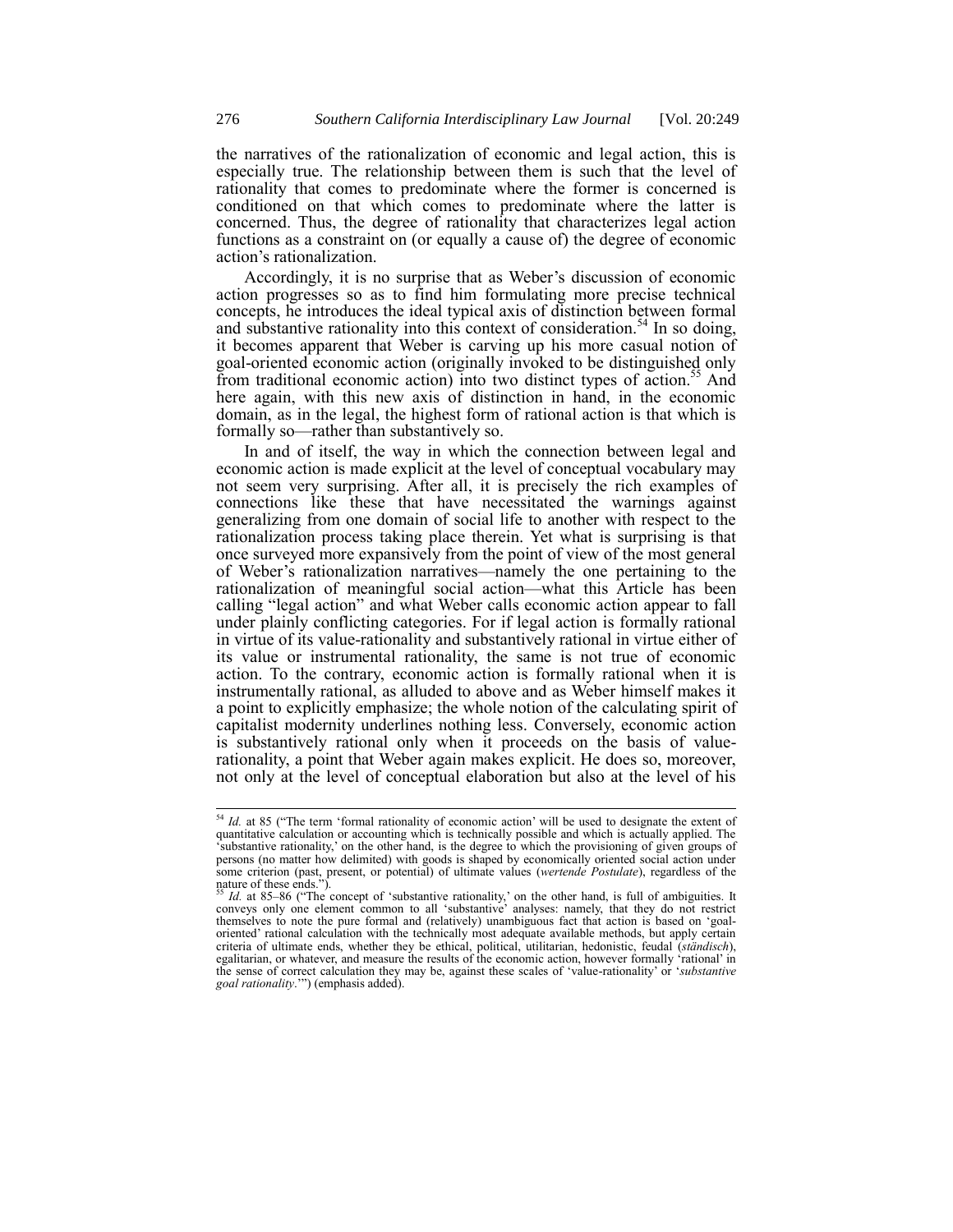the narratives of the rationalization of economic and legal action, this is especially true. The relationship between them is such that the level of rationality that comes to predominate where the former is concerned is conditioned on that which comes to predominate where the latter is concerned. Thus, the degree of rationality that characterizes legal action functions as a constraint on (or equally a cause of) the degree of economic action's rationalization.

Accordingly, it is no surprise that as Weber's discussion of economic action progresses so as to find him formulating more precise technical concepts, he introduces the ideal typical axis of distinction between formal and substantive rationality into this context of consideration.[54] In so doing, it becomes apparent that Weber is carving up his more casual notion of goal-oriented economic action (originally invoked to be distinguished only from traditional economic action) into two distinct types of action.[55] And here again, with this new axis of distinction in hand, in the economic domain, as in the legal, the highest form of rational action is that which is formally so—rather than substantively so.

In and of itself, the way in which the connection between legal and economic action is made explicit at the level of conceptual vocabulary may not seem very surprising. After all, it is precisely the rich examples of connections like these that have necessitated the warnings against generalizing from one domain of social life to another with respect to the rationalization process taking place therein. Yet what is surprising is that once surveyed more expansively from the point of view of the most general of Weber's rationalization narratives—namely the one pertaining to the rationalization of meaningful social action—what this Article has been calling "legal action" and what Weber calls economic action appear to fall under plainly conflicting categories. For if legal action is formally rational in virtue of its value-rationality and substantively rational in virtue either of its value or instrumental rationality, the same is not true of economic action. To the contrary, economic action is formally rational when it is instrumentally rational, as alluded to above and as Weber himself makes it a point to explicitly emphasize; the whole notion of the calculating spirit of capitalist modernity underlines nothing less. Conversely, economic action is substantively rational only when it proceeds on the basis of value-rationality, a point that Weber again makes explicit. He does so, moreover, not only at the level of conceptual elaboration but also at the level of his

---

[54] *Id.* at 85 ("The term 'formal rationality of economic action' will be used to designate the extent of quantitative calculation or accounting which is technically possible and which is actually applied. The 'substantive rationality,' on the other hand, is the degree to which the provisioning of given groups of persons (no matter how delimited) with goods is shaped by economically oriented social action under some criterion (past, present, or potential) of ultimate values (*wertende Postulate*), regardless of the nature of these ends.").

[55] *Id.* at 85–86 ("The concept of 'substantive rationality,' on the other hand, is full of ambiguities. It conveys only one element common to all 'substantive' analyses: namely, that they do not restrict themselves to note the pure formal and (relatively) unambiguous fact that action is based on 'goal-oriented' rational calculation with the technically most adequate available methods, but apply certain criteria of ultimate ends, whether they be ethical, political, utilitarian, hedonistic, feudal (*ständisch*), egalitarian, or whatever, and measure the results of the economic action, however formally 'rational' in the sense of correct calculation they may be, against these scales of 'value-rationality' or '*substantive goal rationality*.'") (emphasis added).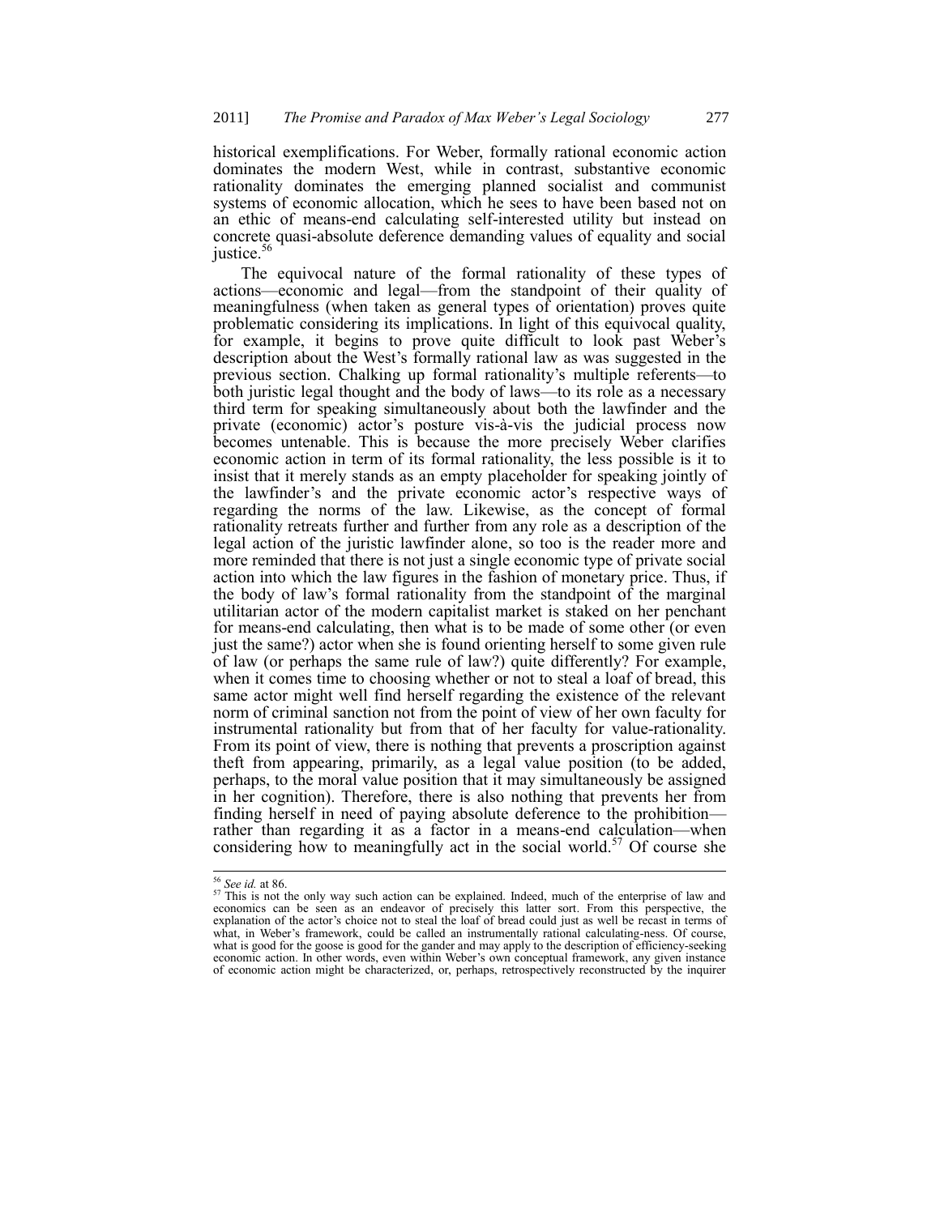historical exemplifications. For Weber, formally rational economic action dominates the modern West, while in contrast, substantive economic rationality dominates the emerging planned socialist and communist systems of economic allocation, which he sees to have been based not on an ethic of means-end calculating self-interested utility but instead on concrete quasi-absolute deference demanding values of equality and social justice.[56]

The equivocal nature of the formal rationality of these types of actions—economic and legal—from the standpoint of their quality of meaningfulness (when taken as general types of orientation) proves quite problematic considering its implications. In light of this equivocal quality, for example, it begins to prove quite difficult to look past Weber's description about the West's formally rational law as was suggested in the previous section. Chalking up formal rationality's multiple referents—to both juristic legal thought and the body of laws—to its role as a necessary third term for speaking simultaneously about both the lawfinder and the private (economic) actor's posture vis-à-vis the judicial process now becomes untenable. This is because the more precisely Weber clarifies economic action in term of its formal rationality, the less possible is it to insist that it merely stands as an empty placeholder for speaking jointly of the lawfinder's and the private economic actor's respective ways of regarding the norms of the law. Likewise, as the concept of formal rationality retreats further and further from any role as a description of the legal action of the juristic lawfinder alone, so too is the reader more and more reminded that there is not just a single economic type of private social action into which the law figures in the fashion of monetary price. Thus, if the body of law's formal rationality from the standpoint of the marginal utilitarian actor of the modern capitalist market is staked on her penchant for means-end calculating, then what is to be made of some other (or even just the same?) actor when she is found orienting herself to some given rule of law (or perhaps the same rule of law?) quite differently? For example, when it comes time to choosing whether or not to steal a loaf of bread, this same actor might well find herself regarding the existence of the relevant norm of criminal sanction not from the point of view of her own faculty for instrumental rationality but from that of her faculty for value-rationality. From its point of view, there is nothing that prevents a proscription against theft from appearing, primarily, as a legal value position (to be added, perhaps, to the moral value position that it may simultaneously be assigned in her cognition). Therefore, there is also nothing that prevents her from finding herself in need of paying absolute deference to the prohibition—rather than regarding it as a factor in a means-end calculation—when considering how to meaningfully act in the social world.[57] Of course she

---

[56] *See id.* at 86.

[57] This is not the only way such action can be explained. Indeed, much of the enterprise of law and economics can be seen as an endeavor of precisely this latter sort. From this perspective, the explanation of the actor's choice not to steal the loaf of bread could just as well be recast in terms of what, in Weber's framework, could be called an instrumentally rational calculating-ness. Of course, what is good for the goose is good for the gander and may apply to the description of efficiency-seeking economic action. In other words, even within Weber's own conceptual framework, any given instance of economic action might be characterized, or, perhaps, retrospectively reconstructed by the inquirer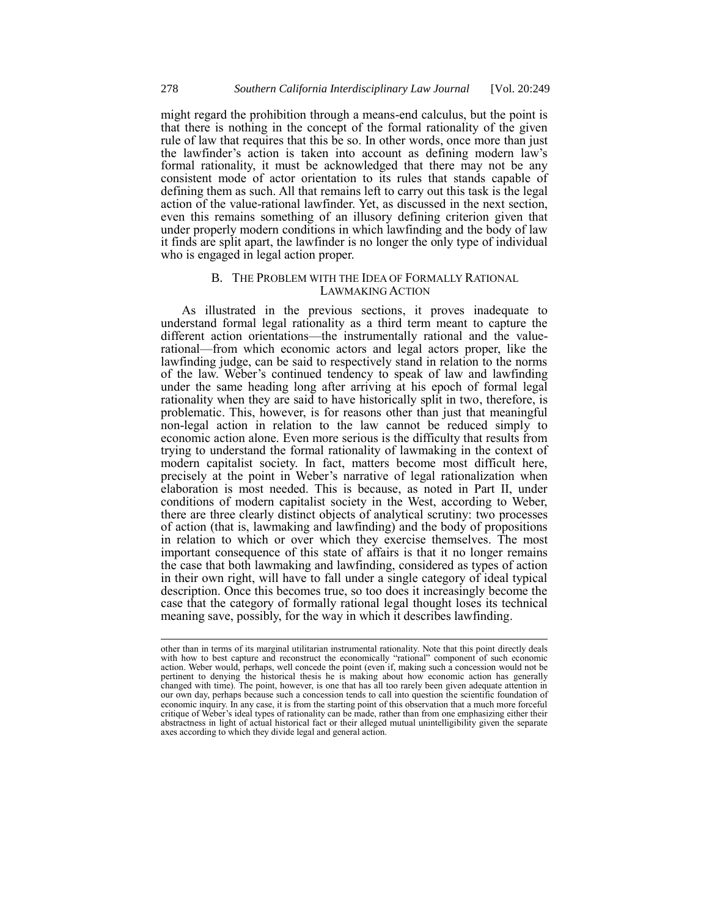might regard the prohibition through a means-end calculus, but the point is that there is nothing in the concept of the formal rationality of the given rule of law that requires that this be so. In other words, once more than just the lawfinder's action is taken into account as defining modern law's formal rationality, it must be acknowledged that there may not be any consistent mode of actor orientation to its rules that stands capable of defining them as such. All that remains left to carry out this task is the legal action of the value-rational lawfinder. Yet, as discussed in the next section, even this remains something of an illusory defining criterion given that under properly modern conditions in which lawfinding and the body of law it finds are split apart, the lawfinder is no longer the only type of individual who is engaged in legal action proper.

### B. The Problem with the Idea of Formally Rational Lawmaking Action

As illustrated in the previous sections, it proves inadequate to understand formal legal rationality as a third term meant to capture the different action orientations—the instrumentally rational and the value-rational—from which economic actors and legal actors proper, like the lawfinding judge, can be said to respectively stand in relation to the norms of the law. Weber's continued tendency to speak of law and lawfinding under the same heading long after arriving at his epoch of formal legal rationality when they are said to have historically split in two, therefore, is problematic. This, however, is for reasons other than just that meaningful non-legal action in relation to the law cannot be reduced simply to economic action alone. Even more serious is the difficulty that results from trying to understand the formal rationality of lawmaking in the context of modern capitalist society. In fact, matters become most difficult here, precisely at the point in Weber's narrative of legal rationalization when elaboration is most needed. This is because, as noted in Part II, under conditions of modern capitalist society in the West, according to Weber, there are three clearly distinct objects of analytical scrutiny: two processes of action (that is, lawmaking and lawfinding) and the body of propositions in relation to which or over which they exercise themselves. The most important consequence of this state of affairs is that it no longer remains the case that both lawmaking and lawfinding, considered as types of action in their own right, will have to fall under a single category of ideal typical description. Once this becomes true, so too does it increasingly become the case that the category of formally rational legal thought loses its technical meaning save, possibly, for the way in which it describes lawfinding.

---

other than in terms of its marginal utilitarian instrumental rationality. Note that this point directly deals with how to best capture and reconstruct the economically "rational" component of such economic action. Weber would, perhaps, well concede the point (even if, making such a concession would not be pertinent to denying the historical thesis he is making about how economic action has generally changed with time). The point, however, is one that has all too rarely been given adequate attention in our own day, perhaps because such a concession tends to call into question the scientific foundation of economic inquiry. In any case, it is from the starting point of this observation that a much more forceful critique of Weber's ideal types of rationality can be made, rather than from one emphasizing either their abstractness in light of actual historical fact or their alleged mutual unintelligibility given the separate axes according to which they divide legal and general action.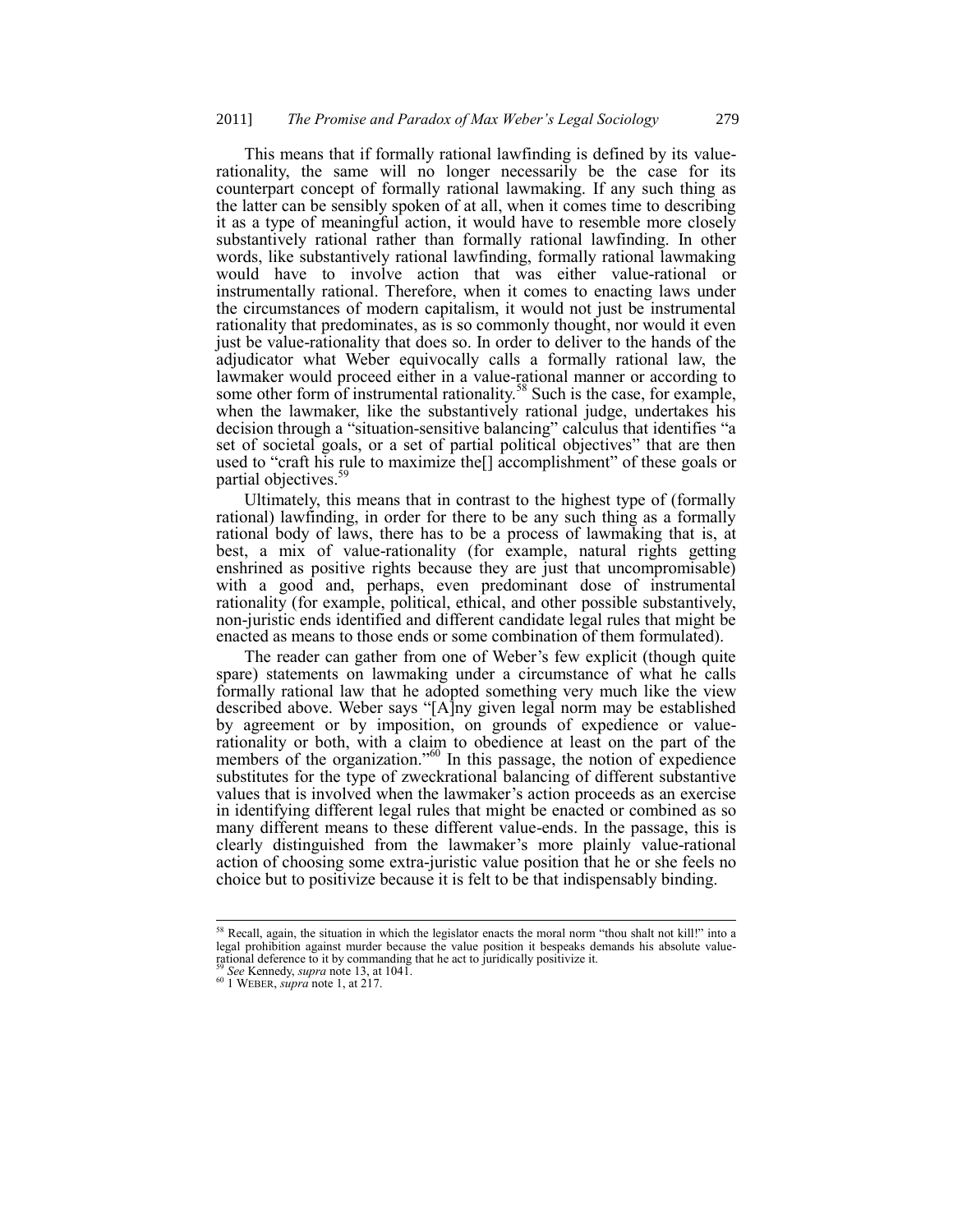This means that if formally rational lawfinding is defined by its value-rationality, the same will no longer necessarily be the case for its counterpart concept of formally rational lawmaking. If any such thing as the latter can be sensibly spoken of at all, when it comes time to describing it as a type of meaningful action, it would have to resemble more closely substantively rational rather than formally rational lawfinding. In other words, like substantively rational lawfinding, formally rational lawmaking would have to involve action that was either value-rational or instrumentally rational. Therefore, when it comes to enacting laws under the circumstances of modern capitalism, it would not just be instrumental rationality that predominates, as is so commonly thought, nor would it even just be value-rationality that does so. In order to deliver to the hands of the adjudicator what Weber equivocally calls a formally rational law, the lawmaker would proceed either in a value-rational manner or according to some other form of instrumental rationality.[58] Such is the case, for example, when the lawmaker, like the substantively rational judge, undertakes his decision through a "situation-sensitive balancing" calculus that identifies "a set of societal goals, or a set of partial political objectives" that are then used to "craft his rule to maximize the[] accomplishment" of these goals or partial objectives.[59]

Ultimately, this means that in contrast to the highest type of (formally rational) lawfinding, in order for there to be any such thing as a formally rational body of laws, there has to be a process of lawmaking that is, at best, a mix of value-rationality (for example, natural rights getting enshrined as positive rights because they are just that uncompromisable) with a good and, perhaps, even predominant dose of instrumental rationality (for example, political, ethical, and other possible substantively, non-juristic ends identified and different candidate legal rules that might be enacted as means to those ends or some combination of them formulated).

The reader can gather from one of Weber's few explicit (though quite spare) statements on lawmaking under a circumstance of what he calls formally rational law that he adopted something very much like the view described above. Weber says "[A]ny given legal norm may be established by agreement or by imposition, on grounds of expedience or value-rationality or both, with a claim to obedience at least on the part of the members of the organization."[60] In this passage, the notion of expedience substitutes for the type of zweckrational balancing of different substantive values that is involved when the lawmaker's action proceeds as an exercise in identifying different legal rules that might be enacted or combined as so many different means to these different value-ends. In the passage, this is clearly distinguished from the lawmaker's more plainly value-rational action of choosing some extra-juristic value position that he or she feels no choice but to positivize because it is felt to be that indispensably binding.

---

[58] Recall, again, the situation in which the legislator enacts the moral norm "thou shalt not kill!" into a legal prohibition against murder because the value position it bespeaks demands his absolute value-rational deference to it by commanding that he act to juridically positivize it.

[59] *See* Kennedy, *supra* note 13, at 1041.

[60] 1 WEBER, *supra* note 1, at 217.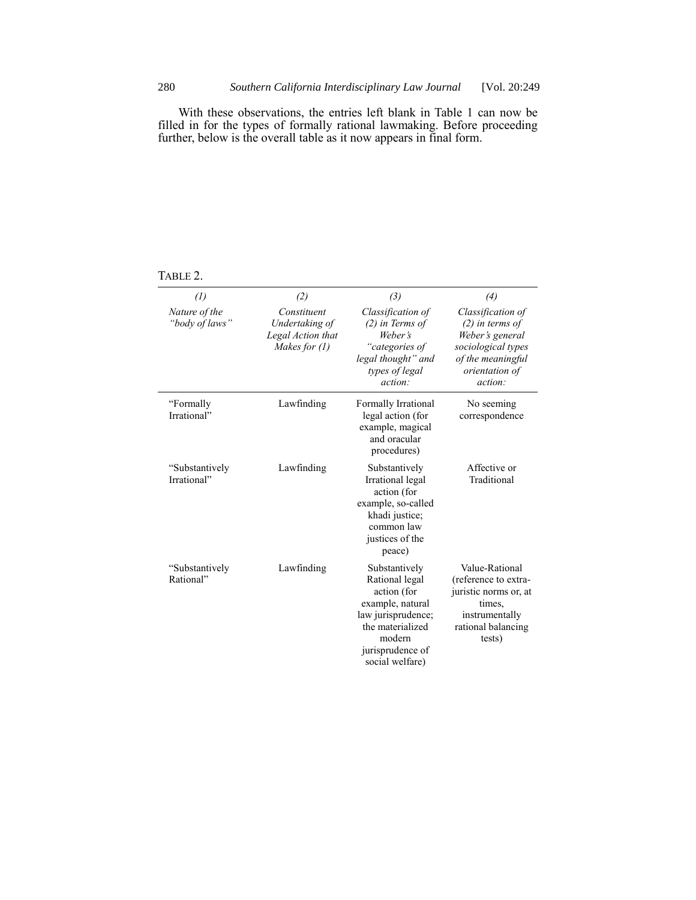With these observations, the entries left blank in Table 1 can now be filled in for the types of formally rational lawmaking. Before proceeding further, below is the overall table as it now appears in final form.

TABLE 2.

| *(1)* *Nature of the "body of laws"* | *(2)* *Constituent Undertaking of Legal Action that Makes for (1)* | *(3)* *Classification of (2) in Terms of Weber's "categories of legal thought" and types of legal action:* | *(4)* *Classification of (2) in terms of Weber's general sociological types of the meaningful orientation of action:* |
|---|---|---|---|
| "Formally Irrational" | Lawfinding | Formally Irrational legal action (for example, magical and oracular procedures) | No seeming correspondence |
| "Substantively Irrational" | Lawfinding | Substantively Irrational legal action (for example, so-called khadi justice; common law justices of the peace) | Affective or Traditional |
| "Substantively Rational" | Lawfinding | Substantively Rational legal action (for example, natural law jurisprudence; the materialized modern jurisprudence of social welfare) | Value-Rational (reference to extra-juristic norms or, at times, instrumentally rational balancing tests) |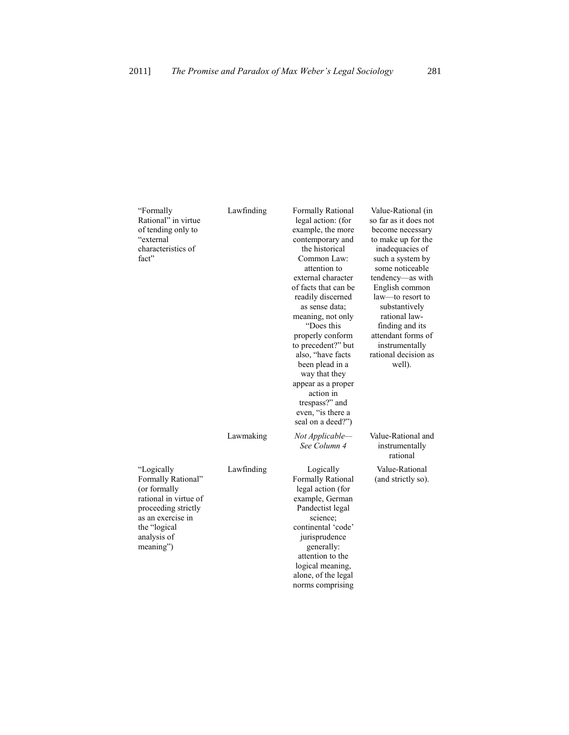| | | | |
|---|---|---|---|
| "Formally Rational" in virtue of tending only to "external characteristics of fact" | Lawfinding | Formally Rational legal action: (for example, the more contemporary and the historical Common Law: attention to external character of facts that can be readily discerned as sense data; meaning, not only "Does this properly conform to precedent?" but also, "have facts been plead in a way that they appear as a proper action in trespass?" and even, "is there a seal on a deed?") | Value-Rational (in so far as it does not become necessary to make up for the inadequacies of such a system by some noticeable tendency—as with English common law—to resort to substantively rational law-finding and its attendant forms of instrumentally rational decision as well). |
| | Lawmaking | *Not Applicable—See Column 4* | Value-Rational and instrumentally rational |
| "Logically Formally Rational" (or formally rational in virtue of proceeding strictly as an exercise in the "logical analysis of meaning") | Lawfinding | Logically Formally Rational legal action (for example, German Pandectist legal science; continental 'code' jurisprudence generally: attention to the logical meaning, alone, of the legal norms comprising | Value-Rational (and strictly so). |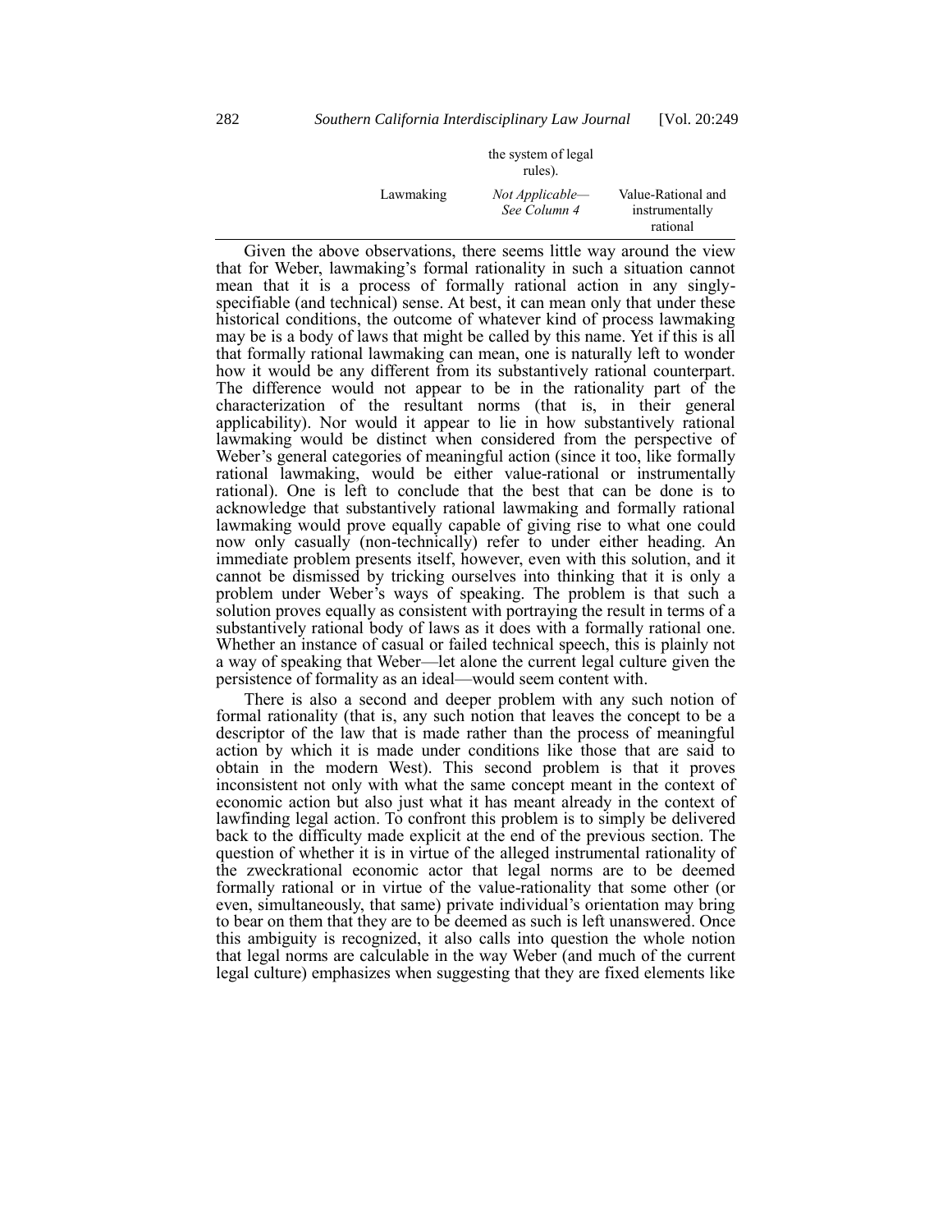| | the system of legal rules). | |
|---|---|---|
| Lawmaking | *Not Applicable—See Column 4* | Value-Rational and instrumentally rational |

Given the above observations, there seems little way around the view that for Weber, lawmaking's formal rationality in such a situation cannot mean that it is a process of formally rational action in any singly-specifiable (and technical) sense. At best, it can mean only that under these historical conditions, the outcome of whatever kind of process lawmaking may be is a body of laws that might be called by this name. Yet if this is all that formally rational lawmaking can mean, one is naturally left to wonder how it would be any different from its substantively rational counterpart. The difference would not appear to be in the rationality part of the characterization of the resultant norms (that is, in their general applicability). Nor would it appear to lie in how substantively rational lawmaking would be distinct when considered from the perspective of Weber's general categories of meaningful action (since it too, like formally rational lawmaking, would be either value-rational or instrumentally rational). One is left to conclude that the best that can be done is to acknowledge that substantively rational lawmaking and formally rational lawmaking would prove equally capable of giving rise to what one could now only casually (non-technically) refer to under either heading. An immediate problem presents itself, however, even with this solution, and it cannot be dismissed by tricking ourselves into thinking that it is only a problem under Weber's ways of speaking. The problem is that such a solution proves equally as consistent with portraying the result in terms of a substantively rational body of laws as it does with a formally rational one. Whether an instance of casual or failed technical speech, this is plainly not a way of speaking that Weber—let alone the current legal culture given the persistence of formality as an ideal—would seem content with.

There is also a second and deeper problem with any such notion of formal rationality (that is, any such notion that leaves the concept to be a descriptor of the law that is made rather than the process of meaningful action by which it is made under conditions like those that are said to obtain in the modern West). This second problem is that it proves inconsistent not only with what the same concept meant in the context of economic action but also just what it has meant already in the context of lawfinding legal action. To confront this problem is to simply be delivered back to the difficulty made explicit at the end of the previous section. The question of whether it is in virtue of the alleged instrumental rationality of the zweckrational economic actor that legal norms are to be deemed formally rational or in virtue of the value-rationality that some other (or even, simultaneously, that same) private individual's orientation may bring to bear on them that they are to be deemed as such is left unanswered. Once this ambiguity is recognized, it also calls into question the whole notion that legal norms are calculable in the way Weber (and much of the current legal culture) emphasizes when suggesting that they are fixed elements like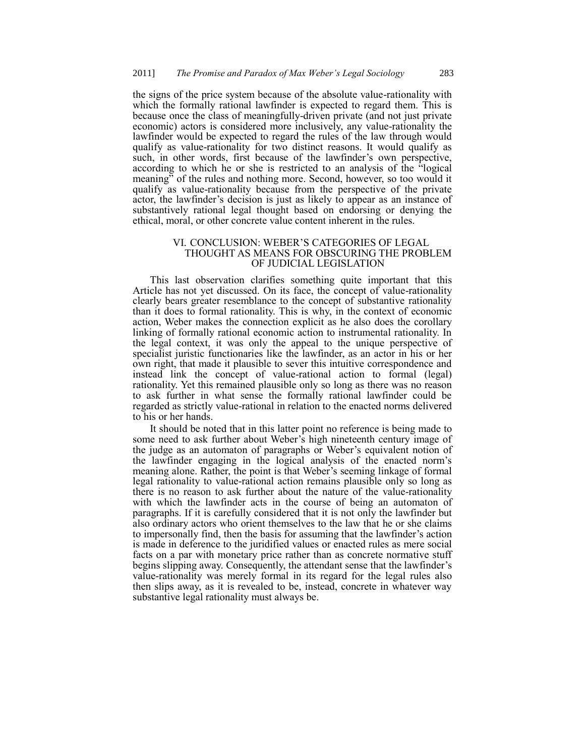the signs of the price system because of the absolute value-rationality with which the formally rational lawfinder is expected to regard them. This is because once the class of meaningfully-driven private (and not just private economic) actors is considered more inclusively, any value-rationality the lawfinder would be expected to regard the rules of the law through would qualify as value-rationality for two distinct reasons. It would qualify as such, in other words, first because of the lawfinder's own perspective, according to which he or she is restricted to an analysis of the "logical meaning" of the rules and nothing more. Second, however, so too would it qualify as value-rationality because from the perspective of the private actor, the lawfinder's decision is just as likely to appear as an instance of substantively rational legal thought based on endorsing or denying the ethical, moral, or other concrete value content inherent in the rules.

## VI. CONCLUSION: WEBER'S CATEGORIES OF LEGAL THOUGHT AS MEANS FOR OBSCURING THE PROBLEM OF JUDICIAL LEGISLATION

This last observation clarifies something quite important that this Article has not yet discussed. On its face, the concept of value-rationality clearly bears greater resemblance to the concept of substantive rationality than it does to formal rationality. This is why, in the context of economic action, Weber makes the connection explicit as he also does the corollary linking of formally rational economic action to instrumental rationality. In the legal context, it was only the appeal to the unique perspective of specialist juristic functionaries like the lawfinder, as an actor in his or her own right, that made it plausible to sever this intuitive correspondence and instead link the concept of value-rational action to formal (legal) rationality. Yet this remained plausible only so long as there was no reason to ask further in what sense the formally rational lawfinder could be regarded as strictly value-rational in relation to the enacted norms delivered to his or her hands.

It should be noted that in this latter point no reference is being made to some need to ask further about Weber's high nineteenth century image of the judge as an automaton of paragraphs or Weber's equivalent notion of the lawfinder engaging in the logical analysis of the enacted norm's meaning alone. Rather, the point is that Weber's seeming linkage of formal legal rationality to value-rational action remains plausible only so long as there is no reason to ask further about the nature of the value-rationality with which the lawfinder acts in the course of being an automaton of paragraphs. If it is carefully considered that it is not only the lawfinder but also ordinary actors who orient themselves to the law that he or she claims to impersonally find, then the basis for assuming that the lawfinder's action is made in deference to the juridified values or enacted rules as mere social facts on a par with monetary price rather than as concrete normative stuff begins slipping away. Consequently, the attendant sense that the lawfinder's value-rationality was merely formal in its regard for the legal rules also then slips away, as it is revealed to be, instead, concrete in whatever way substantive legal rationality must always be.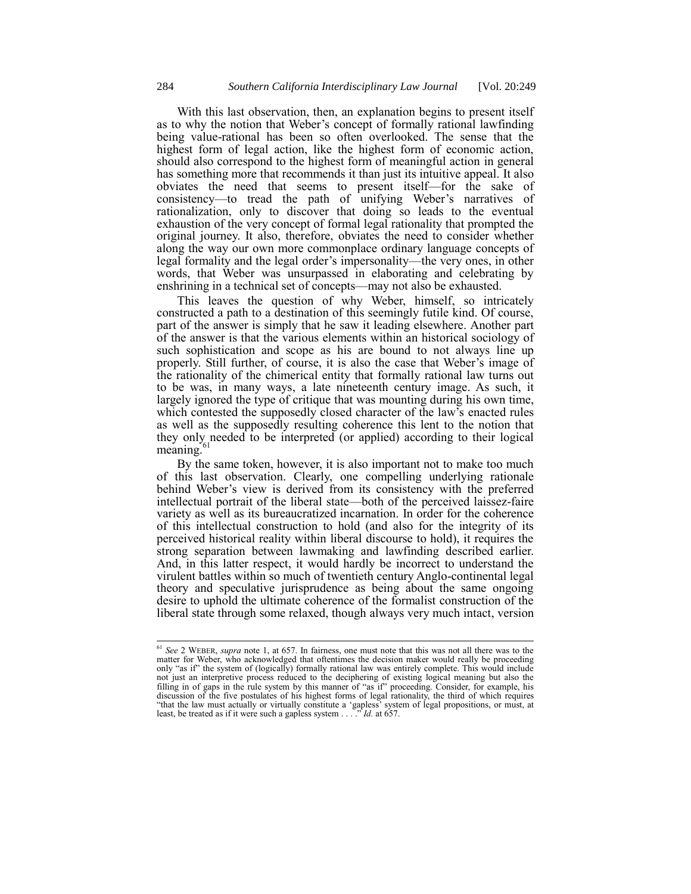With this last observation, then, an explanation begins to present itself as to why the notion that Weber's concept of formally rational lawfinding being value-rational has been so often overlooked. The sense that the highest form of legal action, like the highest form of economic action, should also correspond to the highest form of meaningful action in general has something more that recommends it than just its intuitive appeal. It also obviates the need that seems to present itself—for the sake of consistency—to tread the path of unifying Weber's narratives of rationalization, only to discover that doing so leads to the eventual exhaustion of the very concept of formal legal rationality that prompted the original journey. It also, therefore, obviates the need to consider whether along the way our own more commonplace ordinary language concepts of legal formality and the legal order's impersonality—the very ones, in other words, that Weber was unsurpassed in elaborating and celebrating by enshrining in a technical set of concepts—may not also be exhausted.

This leaves the question of why Weber, himself, so intricately constructed a path to a destination of this seemingly futile kind. Of course, part of the answer is simply that he saw it leading elsewhere. Another part of the answer is that the various elements within an historical sociology of such sophistication and scope as his are bound to not always line up properly. Still further, of course, it is also the case that Weber's image of the rationality of the chimerical entity that formally rational law turns out to be was, in many ways, a late nineteenth century image. As such, it largely ignored the type of critique that was mounting during his own time, which contested the supposedly closed character of the law's enacted rules as well as the supposedly resulting coherence this lent to the notion that they only needed to be interpreted (or applied) according to their logical meaning.[61]

By the same token, however, it is also important not to make too much of this last observation. Clearly, one compelling underlying rationale behind Weber's view is derived from its consistency with the preferred intellectual portrait of the liberal state—both of the perceived laissez-faire variety as well as its bureaucratized incarnation. In order for the coherence of this intellectual construction to hold (and also for the integrity of its perceived historical reality within liberal discourse to hold), it requires the strong separation between lawmaking and lawfinding described earlier. And, in this latter respect, it would hardly be incorrect to understand the virulent battles within so much of twentieth century Anglo-continental legal theory and speculative jurisprudence as being about the same ongoing desire to uphold the ultimate coherence of the formalist construction of the liberal state through some relaxed, though always very much intact, version

---

[61] *See* 2 WEBER, *supra* note 1, at 657. In fairness, one must note that this was not all there was to the matter for Weber, who acknowledged that oftentimes the decision maker would really be proceeding only "as if" the system of (logically) formally rational law was entirely complete. This would include not just an interpretive process reduced to the deciphering of existing logical meaning but also the filling in of gaps in the rule system by this manner of "as if" proceeding. Consider, for example, his discussion of the five postulates of his highest forms of legal rationality, the third of which requires "that the law must actually or virtually constitute a 'gapless' system of legal propositions, or must, at least, be treated as if it were such a gapless system . . . ." *Id.* at 657.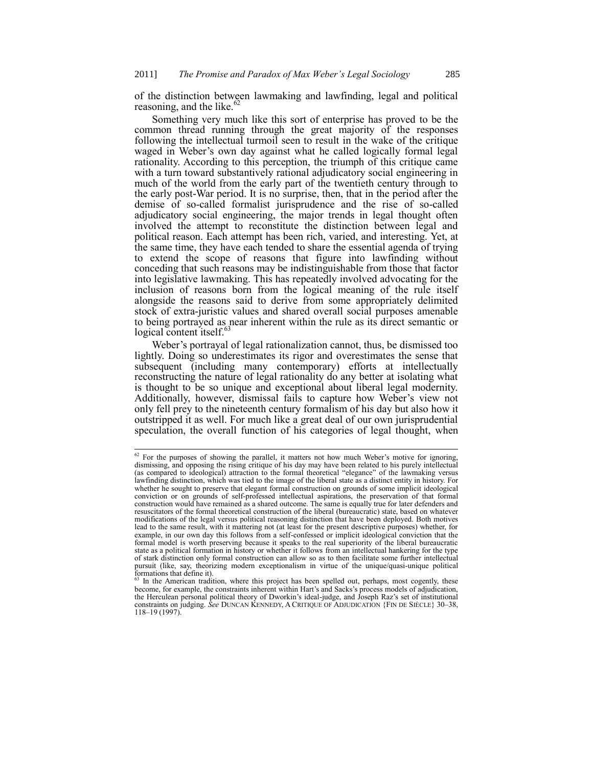of the distinction between lawmaking and lawfinding, legal and political reasoning, and the like.[62]

Something very much like this sort of enterprise has proved to be the common thread running through the great majority of the responses following the intellectual turmoil seen to result in the wake of the critique waged in Weber's own day against what he called logically formal legal rationality. According to this perception, the triumph of this critique came with a turn toward substantively rational adjudicatory social engineering in much of the world from the early part of the twentieth century through to the early post-War period. It is no surprise, then, that in the period after the demise of so-called formalist jurisprudence and the rise of so-called adjudicatory social engineering, the major trends in legal thought often involved the attempt to reconstitute the distinction between legal and political reason. Each attempt has been rich, varied, and interesting. Yet, at the same time, they have each tended to share the essential agenda of trying to extend the scope of reasons that figure into lawfinding without conceding that such reasons may be indistinguishable from those that factor into legislative lawmaking. This has repeatedly involved advocating for the inclusion of reasons born from the logical meaning of the rule itself alongside the reasons said to derive from some appropriately delimited stock of extra-juristic values and shared overall social purposes amenable to being portrayed as near inherent within the rule as its direct semantic or logical content itself.[63]

Weber's portrayal of legal rationalization cannot, thus, be dismissed too lightly. Doing so underestimates its rigor and overestimates the sense that subsequent (including many contemporary) efforts at intellectually reconstructing the nature of legal rationality do any better at isolating what is thought to be so unique and exceptional about liberal legal modernity. Additionally, however, dismissal fails to capture how Weber's view not only fell prey to the nineteenth century formalism of his day but also how it outstripped it as well. For much like a great deal of our own jurisprudential speculation, the overall function of his categories of legal thought, when

---

[62] For the purposes of showing the parallel, it matters not how much Weber's motive for ignoring, dismissing, and opposing the rising critique of his day may have been related to his purely intellectual (as compared to ideological) attraction to the formal theoretical "elegance" of the lawmaking versus lawfinding distinction, which was tied to the image of the liberal state as a distinct entity in history. For whether he sought to preserve that elegant formal construction on grounds of some implicit ideological conviction or on grounds of self-professed intellectual aspirations, the preservation of that formal construction would have remained as a shared outcome. The same is equally true for later defenders and resuscitators of the formal theoretical construction of the liberal (bureaucratic) state, based on whatever modifications of the legal versus political reasoning distinction that have been deployed. Both motives lead to the same result, with it mattering not (at least for the present descriptive purposes) whether, for example, in our own day this follows from a self-confessed or implicit ideological conviction that the formal model is worth preserving because it speaks to the real superiority of the liberal bureaucratic state as a political formation in history or whether it follows from an intellectual hankering for the type of stark distinction only formal construction can allow so as to then facilitate some further intellectual pursuit (like, say, theorizing modern exceptionalism in virtue of the unique/quasi-unique political formations that define it).

[63] In the American tradition, where this project has been spelled out, perhaps, most cogently, these become, for example, the constraints inherent within Hart's and Sacks's process models of adjudication, the Herculean personal political theory of Dworkin's ideal-judge, and Joseph Raz's set of institutional constraints on judging. *See* DUNCAN KENNEDY, A CRITIQUE OF ADJUDICATION {FIN DE SIÈCLE} 30–38, 118–19 (1997).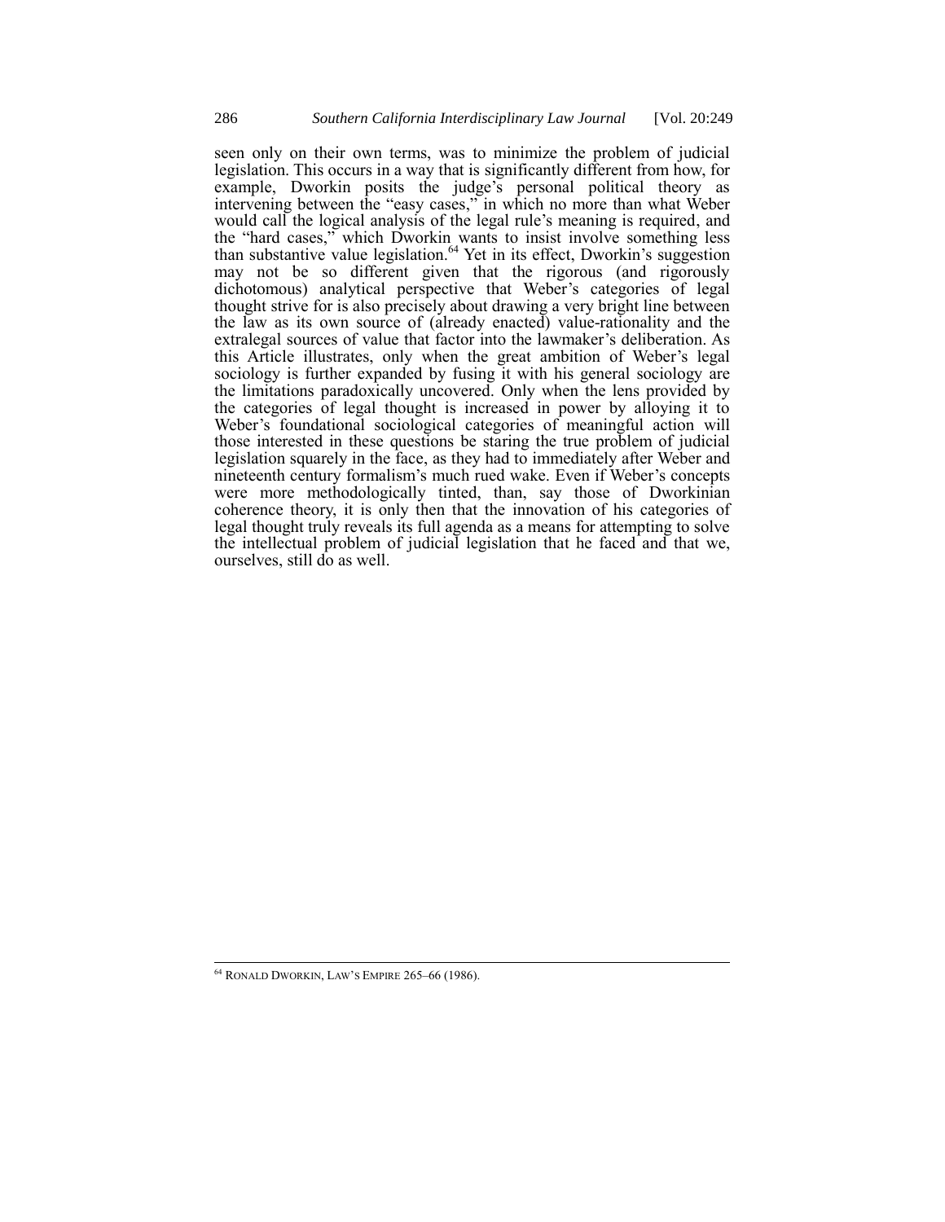seen only on their own terms, was to minimize the problem of judicial legislation. This occurs in a way that is significantly different from how, for example, Dworkin posits the judge's personal political theory as intervening between the "easy cases," in which no more than what Weber would call the logical analysis of the legal rule's meaning is required, and the "hard cases," which Dworkin wants to insist involve something less than substantive value legislation.[64] Yet in its effect, Dworkin's suggestion may not be so different given that the rigorous (and rigorously dichotomous) analytical perspective that Weber's categories of legal thought strive for is also precisely about drawing a very bright line between the law as its own source of (already enacted) value-rationality and the extralegal sources of value that factor into the lawmaker's deliberation. As this Article illustrates, only when the great ambition of Weber's legal sociology is further expanded by fusing it with his general sociology are the limitations paradoxically uncovered. Only when the lens provided by the categories of legal thought is increased in power by alloying it to Weber's foundational sociological categories of meaningful action will those interested in these questions be staring the true problem of judicial legislation squarely in the face, as they had to immediately after Weber and nineteenth century formalism's much rued wake. Even if Weber's concepts were more methodologically tinted, than, say those of Dworkinian coherence theory, it is only then that the innovation of his categories of legal thought truly reveals its full agenda as a means for attempting to solve the intellectual problem of judicial legislation that he faced and that we, ourselves, still do as well.

[64] RONALD DWORKIN, LAW'S EMPIRE 265–66 (1986).